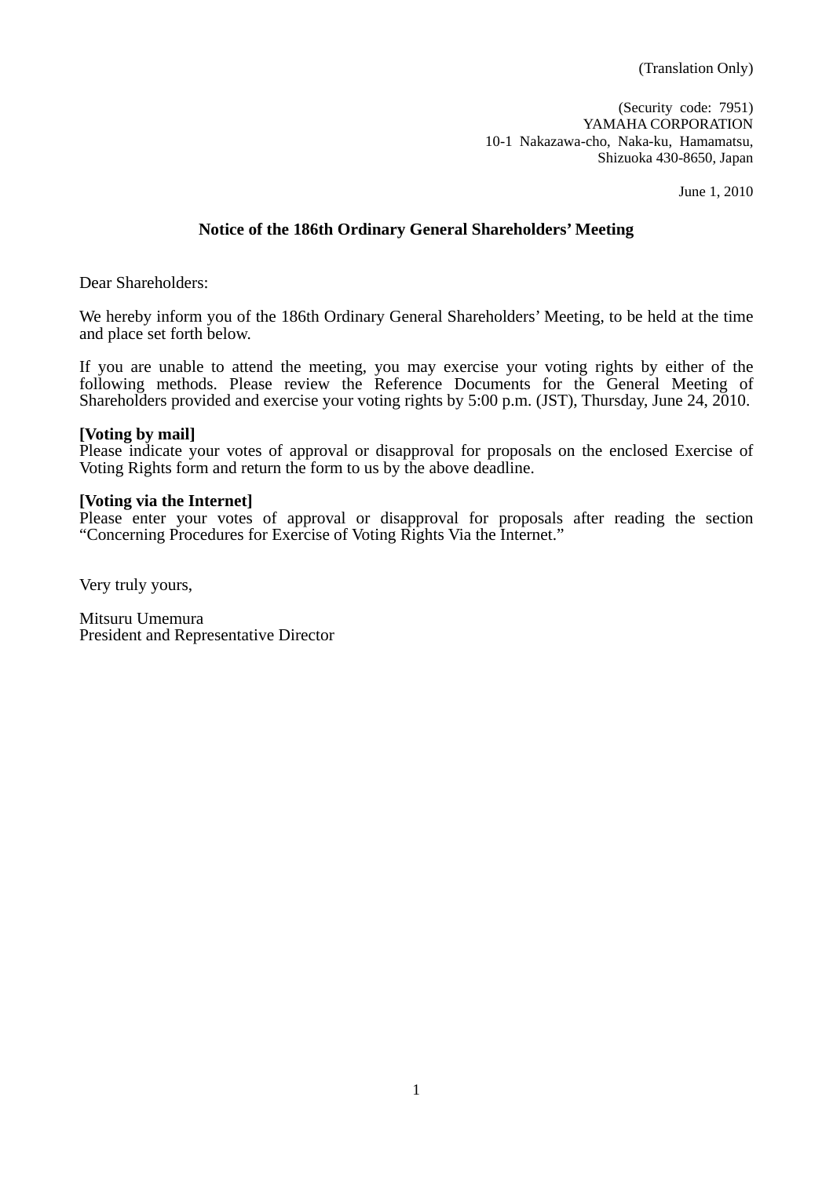(Translation Only)

(Security code: 7951)
YAMAHA CORPORATION
10-1 Nakazawa-cho, Naka-ku, Hamamatsu,
Shizuoka 430-8650, Japan

June 1, 2010

# Notice of the 186th Ordinary General Shareholders' Meeting

Dear Shareholders:

We hereby inform you of the 186th Ordinary General Shareholders' Meeting, to be held at the time and place set forth below.

If you are unable to attend the meeting, you may exercise your voting rights by either of the following methods. Please review the Reference Documents for the General Meeting of Shareholders provided and exercise your voting rights by 5:00 p.m. (JST), Thursday, June 24, 2010.

**[Voting by mail]**
Please indicate your votes of approval or disapproval for proposals on the enclosed Exercise of Voting Rights form and return the form to us by the above deadline.

**[Voting via the Internet]**
Please enter your votes of approval or disapproval for proposals after reading the section "Concerning Procedures for Exercise of Voting Rights Via the Internet."

Very truly yours,

Mitsuru Umemura
President and Representative Director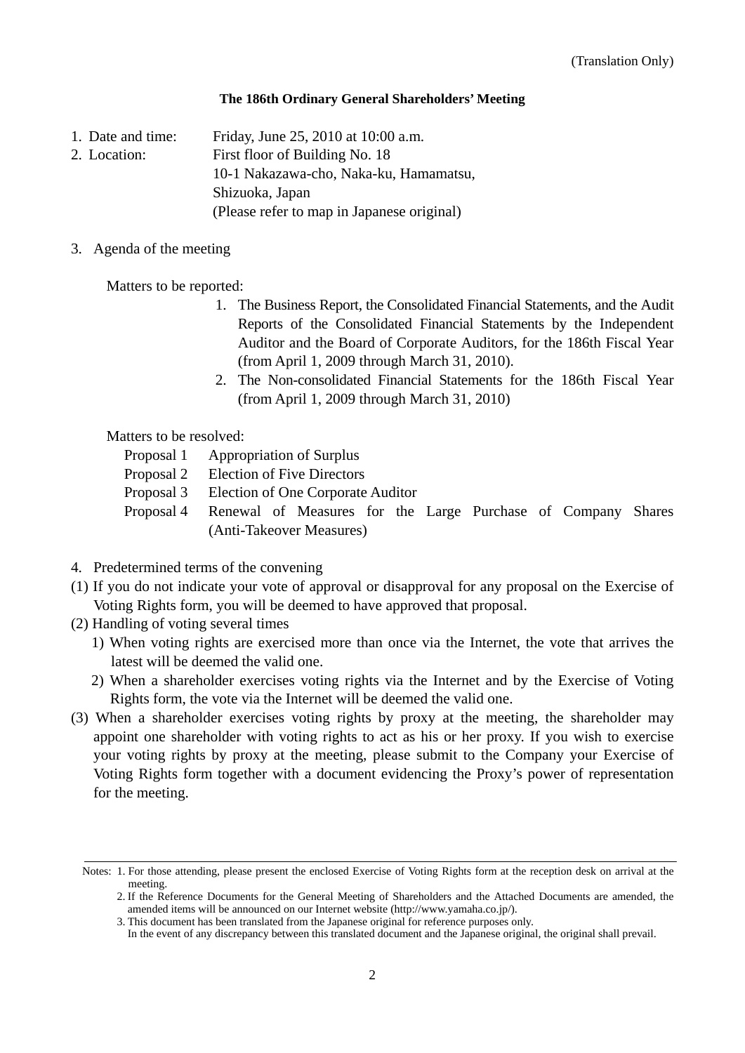(Translation Only)

**The 186th Ordinary General Shareholders' Meeting**

1. Date and time: Friday, June 25, 2010 at 10:00 a.m.
2. Location: First floor of Building No. 18
   10-1 Nakazawa-cho, Naka-ku, Hamamatsu,
   Shizuoka, Japan
   (Please refer to map in Japanese original)

3. Agenda of the meeting

Matters to be reported:

1. The Business Report, the Consolidated Financial Statements, and the Audit Reports of the Consolidated Financial Statements by the Independent Auditor and the Board of Corporate Auditors, for the 186th Fiscal Year (from April 1, 2009 through March 31, 2010).
2. The Non-consolidated Financial Statements for the 186th Fiscal Year (from April 1, 2009 through March 31, 2010)

Matters to be resolved:

Proposal 1 Appropriation of Surplus
Proposal 2 Election of Five Directors
Proposal 3 Election of One Corporate Auditor
Proposal 4 Renewal of Measures for the Large Purchase of Company Shares (Anti-Takeover Measures)

4. Predetermined terms of the convening

(1) If you do not indicate your vote of approval or disapproval for any proposal on the Exercise of Voting Rights form, you will be deemed to have approved that proposal.

(2) Handling of voting several times

1) When voting rights are exercised more than once via the Internet, the vote that arrives the latest will be deemed the valid one.

2) When a shareholder exercises voting rights via the Internet and by the Exercise of Voting Rights form, the vote via the Internet will be deemed the valid one.

(3) When a shareholder exercises voting rights by proxy at the meeting, the shareholder may appoint one shareholder with voting rights to act as his or her proxy. If you wish to exercise your voting rights by proxy at the meeting, please submit to the Company your Exercise of Voting Rights form together with a document evidencing the Proxy's power of representation for the meeting.

---

Notes: 1. For those attending, please present the enclosed Exercise of Voting Rights form at the reception desk on arrival at the meeting.

2. If the Reference Documents for the General Meeting of Shareholders and the Attached Documents are amended, the amended items will be announced on our Internet website (http://www.yamaha.co.jp/).

3. This document has been translated from the Japanese original for reference purposes only.
In the event of any discrepancy between this translated document and the Japanese original, the original shall prevail.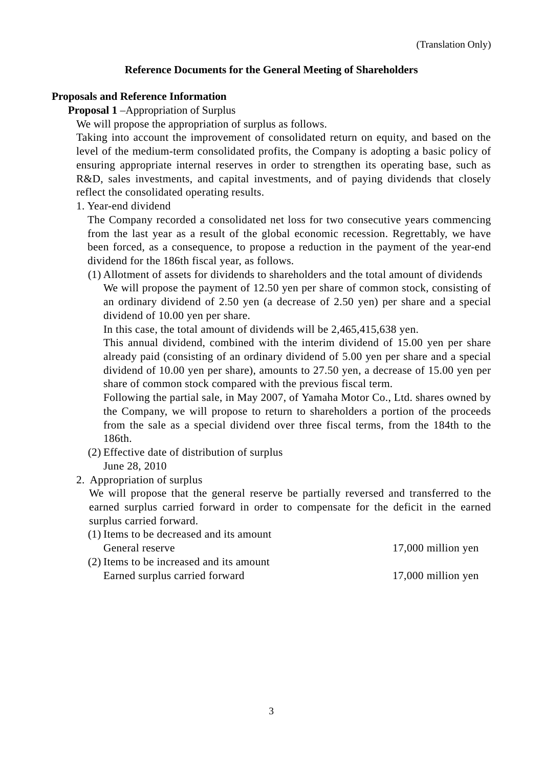(Translation Only)

## Reference Documents for the General Meeting of Shareholders

**Proposals and Reference Information**

**Proposal 1** –Appropriation of Surplus

We will propose the appropriation of surplus as follows.

Taking into account the improvement of consolidated return on equity, and based on the level of the medium-term consolidated profits, the Company is adopting a basic policy of ensuring appropriate internal reserves in order to strengthen its operating base, such as R&D, sales investments, and capital investments, and of paying dividends that closely reflect the consolidated operating results.

1. Year-end dividend

   The Company recorded a consolidated net loss for two consecutive years commencing from the last year as a result of the global economic recession. Regrettably, we have been forced, as a consequence, to propose a reduction in the payment of the year-end dividend for the 186th fiscal year, as follows.

   (1) Allotment of assets for dividends to shareholders and the total amount of dividends

   We will propose the payment of 12.50 yen per share of common stock, consisting of an ordinary dividend of 2.50 yen (a decrease of 2.50 yen) per share and a special dividend of 10.00 yen per share.

   In this case, the total amount of dividends will be 2,465,415,638 yen.

   This annual dividend, combined with the interim dividend of 15.00 yen per share already paid (consisting of an ordinary dividend of 5.00 yen per share and a special dividend of 10.00 yen per share), amounts to 27.50 yen, a decrease of 15.00 yen per share of common stock compared with the previous fiscal term.

   Following the partial sale, in May 2007, of Yamaha Motor Co., Ltd. shares owned by the Company, we will propose to return to shareholders a portion of the proceeds from the sale as a special dividend over three fiscal terms, from the 184th to the 186th.

   (2) Effective date of distribution of surplus

   June 28, 2010

2. Appropriation of surplus

   We will propose that the general reserve be partially reversed and transferred to the earned surplus carried forward in order to compensate for the deficit in the earned surplus carried forward.

   (1) Items to be decreased and its amount

   General reserve 17,000 million yen

   (2) Items to be increased and its amount

   Earned surplus carried forward 17,000 million yen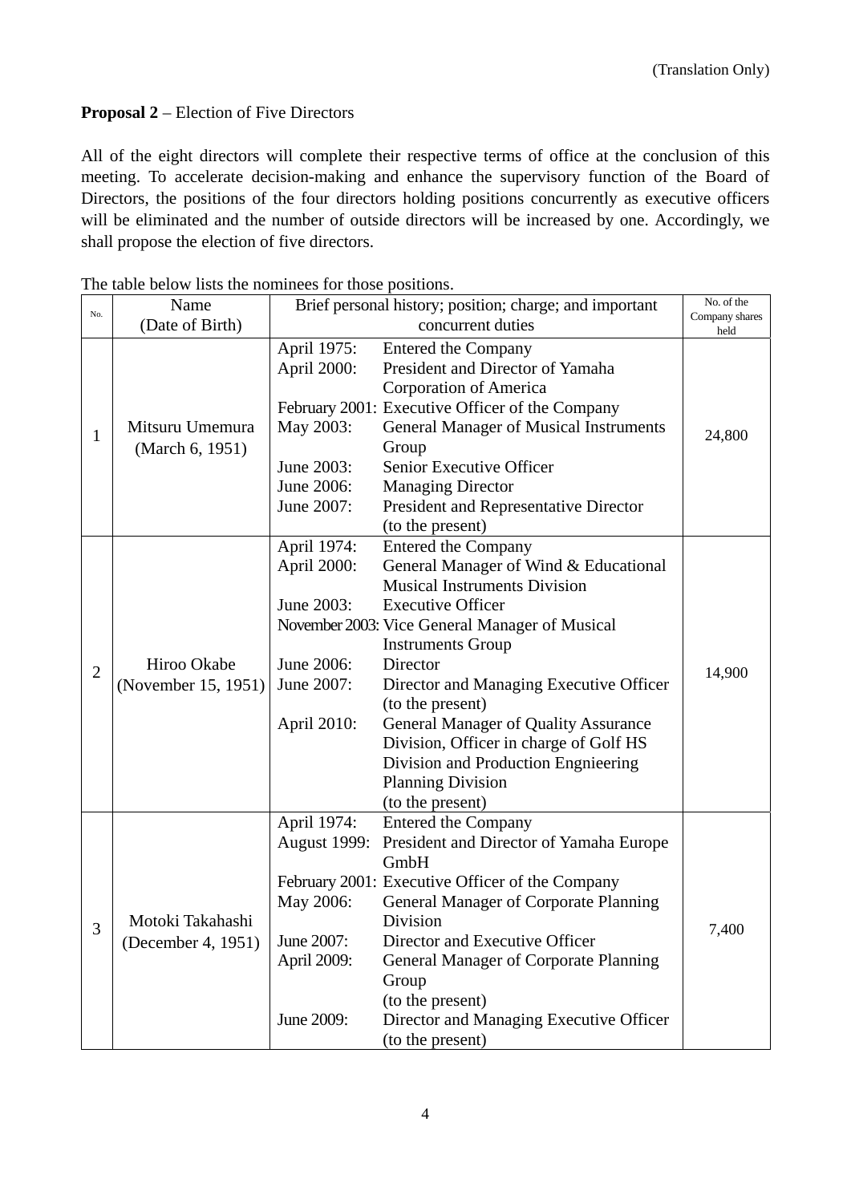(Translation Only)

**Proposal 2** – Election of Five Directors

All of the eight directors will complete their respective terms of office at the conclusion of this meeting. To accelerate decision-making and enhance the supervisory function of the Board of Directors, the positions of the four directors holding positions concurrently as executive officers will be eliminated and the number of outside directors will be increased by one. Accordingly, we shall propose the election of five directors.

The table below lists the nominees for those positions.

| No. | Name (Date of Birth) | Brief personal history; position; charge; and important concurrent duties | No. of the Company shares held |
|---|---|---|---|
| 1 | Mitsuru Umemura (March 6, 1951) | April 1975: Entered the Company<br>April 2000: President and Director of Yamaha Corporation of America<br>February 2001: Executive Officer of the Company<br>May 2003: General Manager of Musical Instruments Group<br>June 2003: Senior Executive Officer<br>June 2006: Managing Director<br>June 2007: President and Representative Director (to the present) | 24,800 |
| 2 | Hiroo Okabe (November 15, 1951) | April 1974: Entered the Company<br>April 2000: General Manager of Wind & Educational Musical Instruments Division<br>June 2003: Executive Officer<br>November 2003: Vice General Manager of Musical Instruments Group<br>June 2006: Director<br>June 2007: Director and Managing Executive Officer (to the present)<br>April 2010: General Manager of Quality Assurance Division, Officer in charge of Golf HS Division and Production Engnieering Planning Division (to the present) | 14,900 |
| 3 | Motoki Takahashi (December 4, 1951) | April 1974: Entered the Company<br>August 1999: President and Director of Yamaha Europe GmbH<br>February 2001: Executive Officer of the Company<br>May 2006: General Manager of Corporate Planning Division<br>June 2007: Director and Executive Officer<br>April 2009: General Manager of Corporate Planning Group (to the present)<br>June 2009: Director and Managing Executive Officer (to the present) | 7,400 |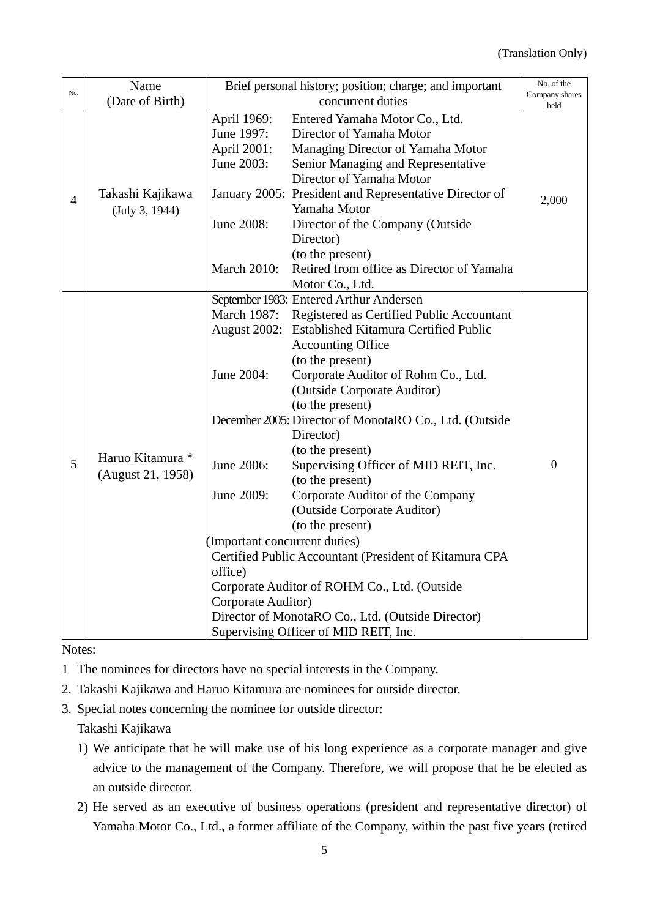(Translation Only)

| No. | Name (Date of Birth) | Brief personal history; position; charge; and important concurrent duties | No. of the Company shares held |
|---|---|---|---|
| 4 | Takashi Kajikawa (July 3, 1944) | April 1969: Entered Yamaha Motor Co., Ltd.<br>June 1997: Director of Yamaha Motor<br>April 2001: Managing Director of Yamaha Motor<br>June 2003: Senior Managing and Representative Director of Yamaha Motor<br>January 2005: President and Representative Director of Yamaha Motor<br>June 2008: Director of the Company (Outside Director) (to the present)<br>March 2010: Retired from office as Director of Yamaha Motor Co., Ltd. | 2,000 |
| 5 | Haruo Kitamura * (August 21, 1958) | September 1983: Entered Arthur Andersen<br>March 1987: Registered as Certified Public Accountant<br>August 2002: Established Kitamura Certified Public Accounting Office (to the present)<br>June 2004: Corporate Auditor of Rohm Co., Ltd. (Outside Corporate Auditor) (to the present)<br>December 2005: Director of MonotaRO Co., Ltd. (Outside Director) (to the present)<br>June 2006: Supervising Officer of MID REIT, Inc. (to the present)<br>June 2009: Corporate Auditor of the Company (Outside Corporate Auditor) (to the present)<br>(Important concurrent duties)<br>Certified Public Accountant (President of Kitamura CPA office)<br>Corporate Auditor of ROHM Co., Ltd. (Outside Corporate Auditor)<br>Director of MonotaRO Co., Ltd. (Outside Director)<br>Supervising Officer of MID REIT, Inc. | 0 |

Notes:

1 The nominees for directors have no special interests in the Company.

2. Takashi Kajikawa and Haruo Kitamura are nominees for outside director.

3. Special notes concerning the nominee for outside director:

Takashi Kajikawa

1) We anticipate that he will make use of his long experience as a corporate manager and give advice to the management of the Company. Therefore, we will propose that he be elected as an outside director.

2) He served as an executive of business operations (president and representative director) of Yamaha Motor Co., Ltd., a former affiliate of the Company, within the past five years (retired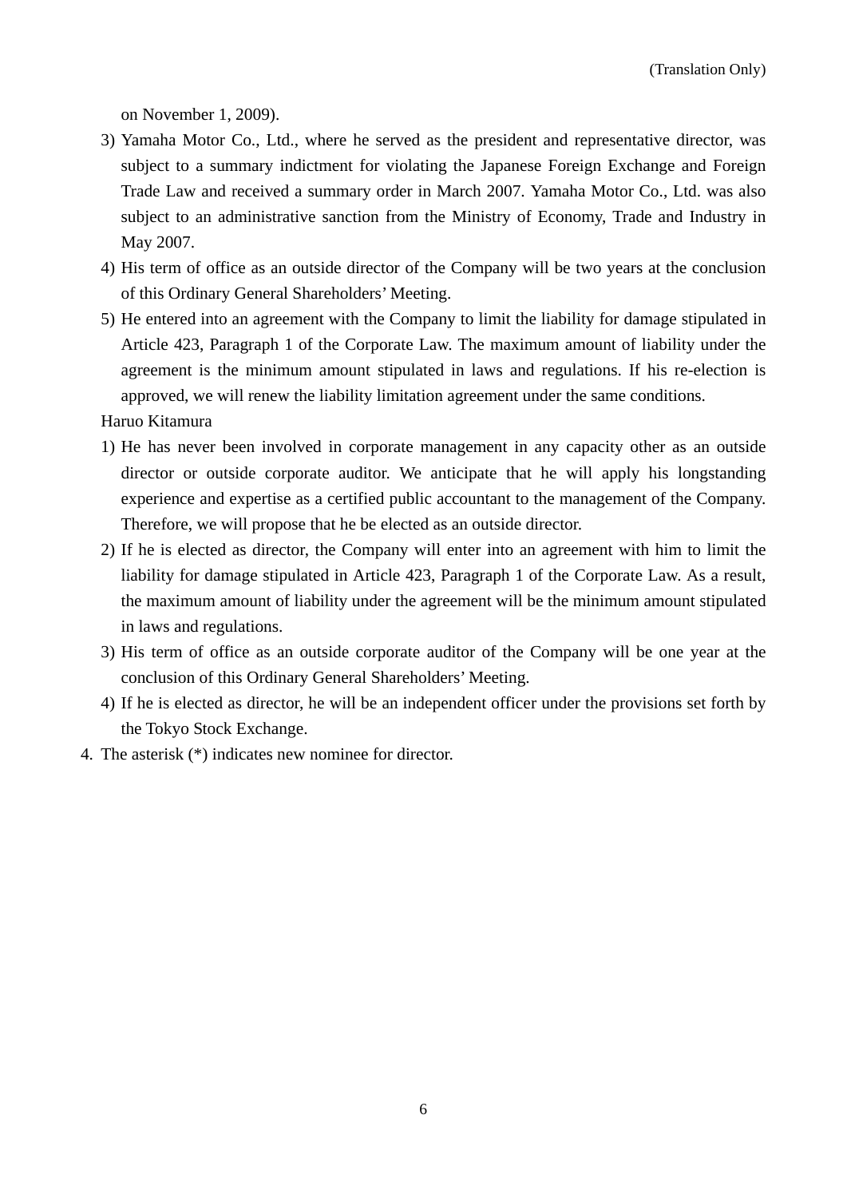on November 1, 2009).

3) Yamaha Motor Co., Ltd., where he served as the president and representative director, was subject to a summary indictment for violating the Japanese Foreign Exchange and Foreign Trade Law and received a summary order in March 2007. Yamaha Motor Co., Ltd. was also subject to an administrative sanction from the Ministry of Economy, Trade and Industry in May 2007.
4) His term of office as an outside director of the Company will be two years at the conclusion of this Ordinary General Shareholders' Meeting.
5) He entered into an agreement with the Company to limit the liability for damage stipulated in Article 423, Paragraph 1 of the Corporate Law. The maximum amount of liability under the agreement is the minimum amount stipulated in laws and regulations. If his re-election is approved, we will renew the liability limitation agreement under the same conditions.

Haruo Kitamura

1) He has never been involved in corporate management in any capacity other as an outside director or outside corporate auditor. We anticipate that he will apply his longstanding experience and expertise as a certified public accountant to the management of the Company. Therefore, we will propose that he be elected as an outside director.
2) If he is elected as director, the Company will enter into an agreement with him to limit the liability for damage stipulated in Article 423, Paragraph 1 of the Corporate Law. As a result, the maximum amount of liability under the agreement will be the minimum amount stipulated in laws and regulations.
3) His term of office as an outside corporate auditor of the Company will be one year at the conclusion of this Ordinary General Shareholders' Meeting.
4) If he is elected as director, he will be an independent officer under the provisions set forth by the Tokyo Stock Exchange.

4. The asterisk (*) indicates new nominee for director.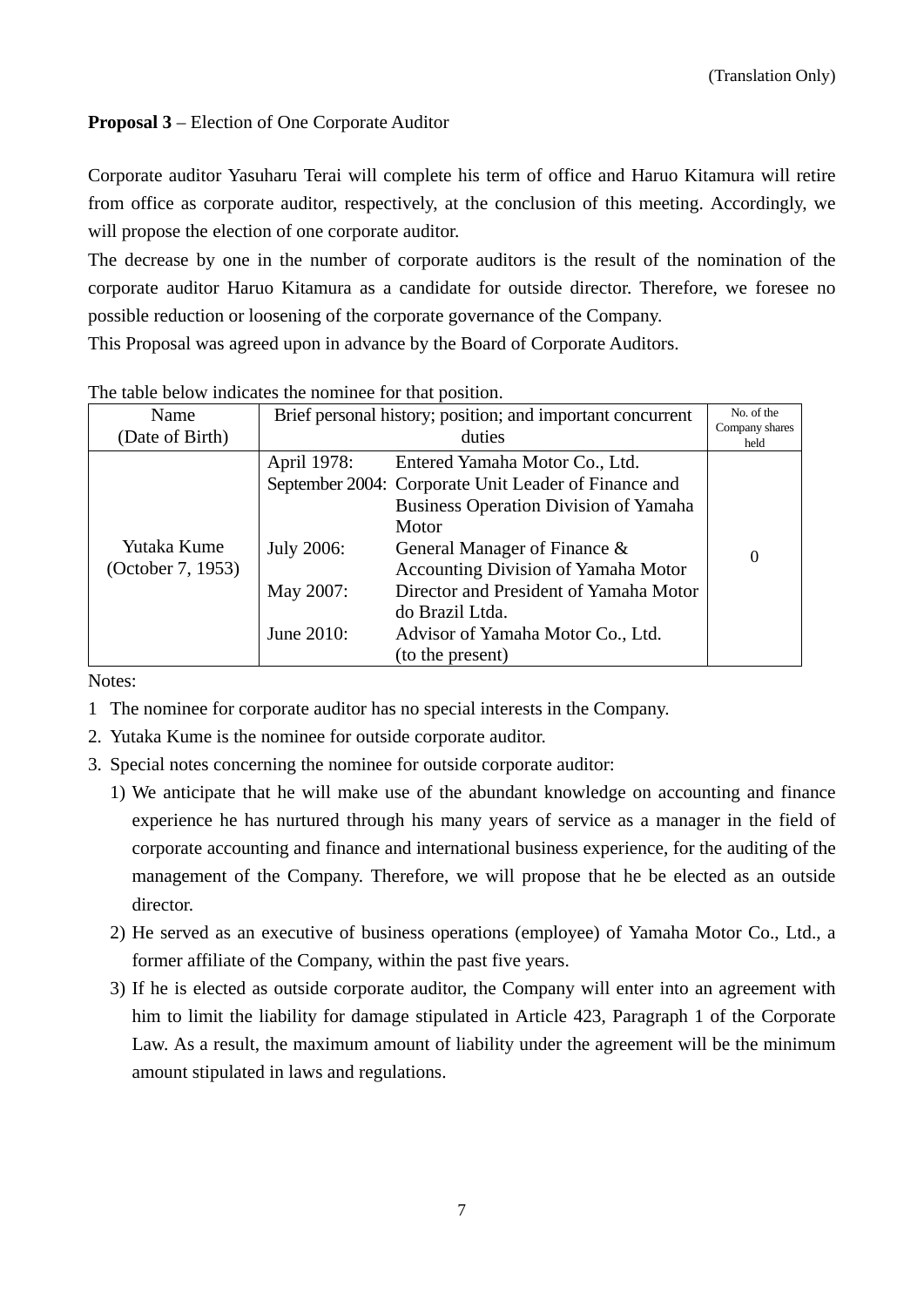(Translation Only)

**Proposal 3** – Election of One Corporate Auditor

Corporate auditor Yasuharu Terai will complete his term of office and Haruo Kitamura will retire from office as corporate auditor, respectively, at the conclusion of this meeting. Accordingly, we will propose the election of one corporate auditor.

The decrease by one in the number of corporate auditors is the result of the nomination of the corporate auditor Haruo Kitamura as a candidate for outside director. Therefore, we foresee no possible reduction or loosening of the corporate governance of the Company.

This Proposal was agreed upon in advance by the Board of Corporate Auditors.

The table below indicates the nominee for that position.

| Name (Date of Birth) | Brief personal history; position; and important concurrent duties | No. of the Company shares held |
|---|---|---|
| Yutaka Kume (October 7, 1953) | April 1978: Entered Yamaha Motor Co., Ltd.<br>September 2004: Corporate Unit Leader of Finance and Business Operation Division of Yamaha Motor<br>July 2006: General Manager of Finance & Accounting Division of Yamaha Motor<br>May 2007: Director and President of Yamaha Motor do Brazil Ltda.<br>June 2010: Advisor of Yamaha Motor Co., Ltd. (to the present) | 0 |

Notes:

1 The nominee for corporate auditor has no special interests in the Company.

2. Yutaka Kume is the nominee for outside corporate auditor.

3. Special notes concerning the nominee for outside corporate auditor:

   1) We anticipate that he will make use of the abundant knowledge on accounting and finance experience he has nurtured through his many years of service as a manager in the field of corporate accounting and finance and international business experience, for the auditing of the management of the Company. Therefore, we will propose that he be elected as an outside director.

   2) He served as an executive of business operations (employee) of Yamaha Motor Co., Ltd., a former affiliate of the Company, within the past five years.

   3) If he is elected as outside corporate auditor, the Company will enter into an agreement with him to limit the liability for damage stipulated in Article 423, Paragraph 1 of the Corporate Law. As a result, the maximum amount of liability under the agreement will be the minimum amount stipulated in laws and regulations.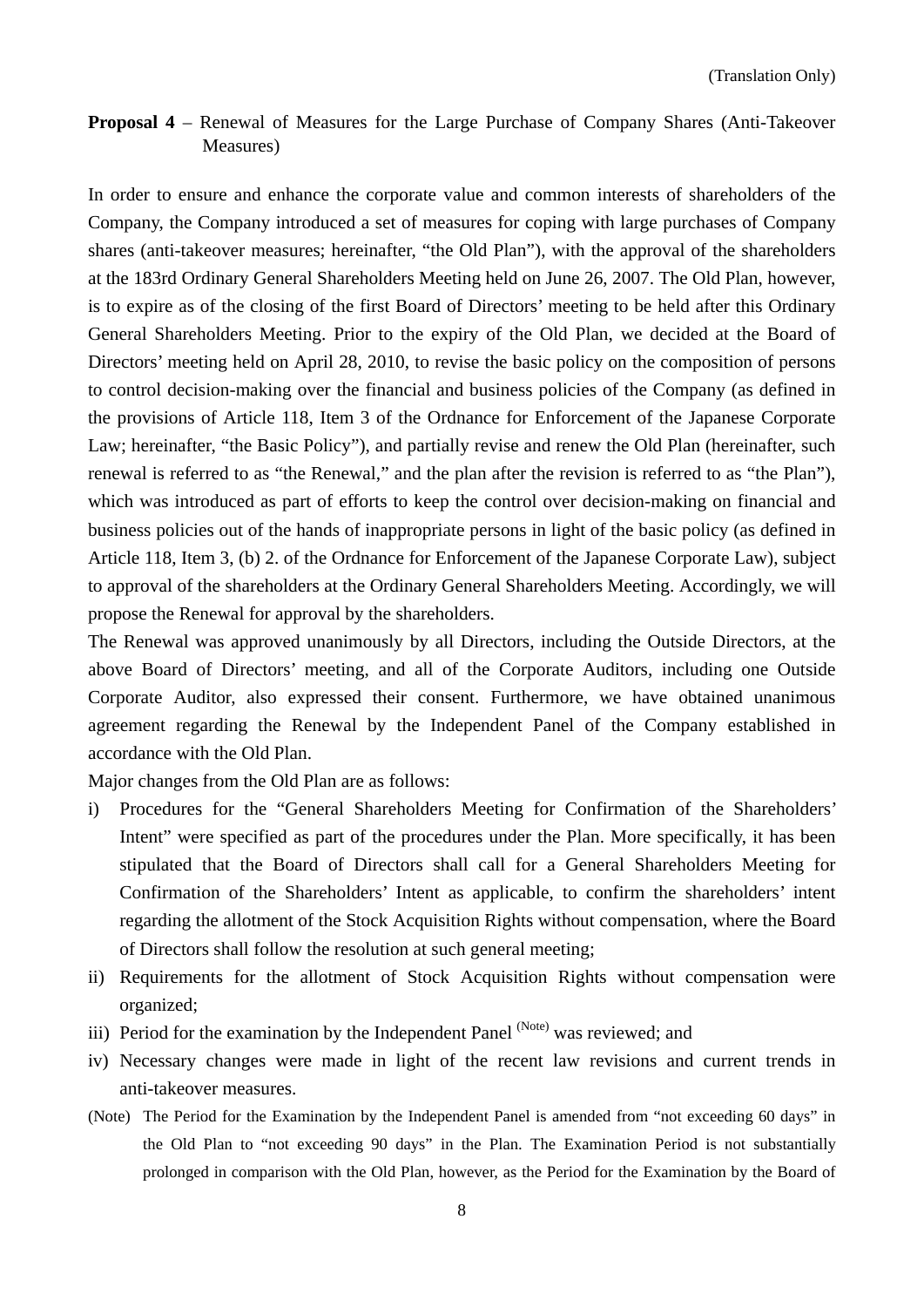(Translation Only)

**Proposal 4** – Renewal of Measures for the Large Purchase of Company Shares (Anti-Takeover Measures)

In order to ensure and enhance the corporate value and common interests of shareholders of the Company, the Company introduced a set of measures for coping with large purchases of Company shares (anti-takeover measures; hereinafter, "the Old Plan"), with the approval of the shareholders at the 183rd Ordinary General Shareholders Meeting held on June 26, 2007. The Old Plan, however, is to expire as of the closing of the first Board of Directors' meeting to be held after this Ordinary General Shareholders Meeting. Prior to the expiry of the Old Plan, we decided at the Board of Directors' meeting held on April 28, 2010, to revise the basic policy on the composition of persons to control decision-making over the financial and business policies of the Company (as defined in the provisions of Article 118, Item 3 of the Ordnance for Enforcement of the Japanese Corporate Law; hereinafter, "the Basic Policy"), and partially revise and renew the Old Plan (hereinafter, such renewal is referred to as "the Renewal," and the plan after the revision is referred to as "the Plan"), which was introduced as part of efforts to keep the control over decision-making on financial and business policies out of the hands of inappropriate persons in light of the basic policy (as defined in Article 118, Item 3, (b) 2. of the Ordnance for Enforcement of the Japanese Corporate Law), subject to approval of the shareholders at the Ordinary General Shareholders Meeting. Accordingly, we will propose the Renewal for approval by the shareholders.

The Renewal was approved unanimously by all Directors, including the Outside Directors, at the above Board of Directors' meeting, and all of the Corporate Auditors, including one Outside Corporate Auditor, also expressed their consent. Furthermore, we have obtained unanimous agreement regarding the Renewal by the Independent Panel of the Company established in accordance with the Old Plan.

Major changes from the Old Plan are as follows:

i) Procedures for the "General Shareholders Meeting for Confirmation of the Shareholders' Intent" were specified as part of the procedures under the Plan. More specifically, it has been stipulated that the Board of Directors shall call for a General Shareholders Meeting for Confirmation of the Shareholders' Intent as applicable, to confirm the shareholders' intent regarding the allotment of the Stock Acquisition Rights without compensation, where the Board of Directors shall follow the resolution at such general meeting;

ii) Requirements for the allotment of Stock Acquisition Rights without compensation were organized;

iii) Period for the examination by the Independent Panel (Note) was reviewed; and

iv) Necessary changes were made in light of the recent law revisions and current trends in anti-takeover measures.

(Note) The Period for the Examination by the Independent Panel is amended from "not exceeding 60 days" in the Old Plan to "not exceeding 90 days" in the Plan. The Examination Period is not substantially prolonged in comparison with the Old Plan, however, as the Period for the Examination by the Board of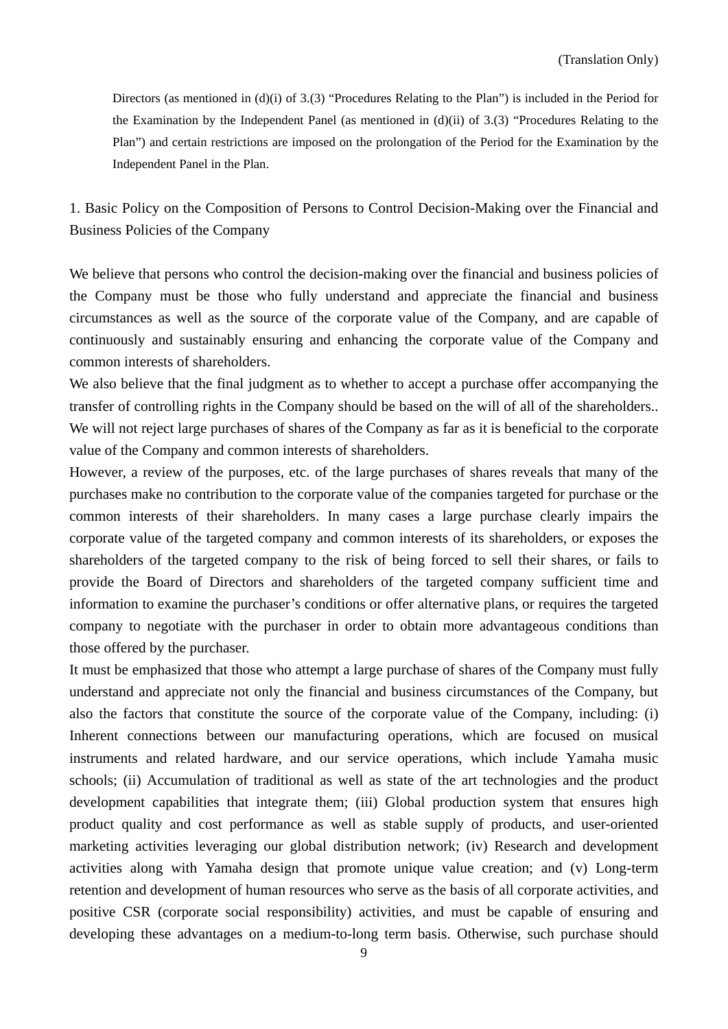Directors (as mentioned in (d)(i) of 3.(3) "Procedures Relating to the Plan") is included in the Period for the Examination by the Independent Panel (as mentioned in (d)(ii) of 3.(3) "Procedures Relating to the Plan") and certain restrictions are imposed on the prolongation of the Period for the Examination by the Independent Panel in the Plan.

## 1. Basic Policy on the Composition of Persons to Control Decision-Making over the Financial and Business Policies of the Company

We believe that persons who control the decision-making over the financial and business policies of the Company must be those who fully understand and appreciate the financial and business circumstances as well as the source of the corporate value of the Company, and are capable of continuously and sustainably ensuring and enhancing the corporate value of the Company and common interests of shareholders.

We also believe that the final judgment as to whether to accept a purchase offer accompanying the transfer of controlling rights in the Company should be based on the will of all of the shareholders.. We will not reject large purchases of shares of the Company as far as it is beneficial to the corporate value of the Company and common interests of shareholders.

However, a review of the purposes, etc. of the large purchases of shares reveals that many of the purchases make no contribution to the corporate value of the companies targeted for purchase or the common interests of their shareholders. In many cases a large purchase clearly impairs the corporate value of the targeted company and common interests of its shareholders, or exposes the shareholders of the targeted company to the risk of being forced to sell their shares, or fails to provide the Board of Directors and shareholders of the targeted company sufficient time and information to examine the purchaser's conditions or offer alternative plans, or requires the targeted company to negotiate with the purchaser in order to obtain more advantageous conditions than those offered by the purchaser.

It must be emphasized that those who attempt a large purchase of shares of the Company must fully understand and appreciate not only the financial and business circumstances of the Company, but also the factors that constitute the source of the corporate value of the Company, including: (i) Inherent connections between our manufacturing operations, which are focused on musical instruments and related hardware, and our service operations, which include Yamaha music schools; (ii) Accumulation of traditional as well as state of the art technologies and the product development capabilities that integrate them; (iii) Global production system that ensures high product quality and cost performance as well as stable supply of products, and user-oriented marketing activities leveraging our global distribution network; (iv) Research and development activities along with Yamaha design that promote unique value creation; and (v) Long-term retention and development of human resources who serve as the basis of all corporate activities, and positive CSR (corporate social responsibility) activities, and must be capable of ensuring and developing these advantages on a medium-to-long term basis. Otherwise, such purchase should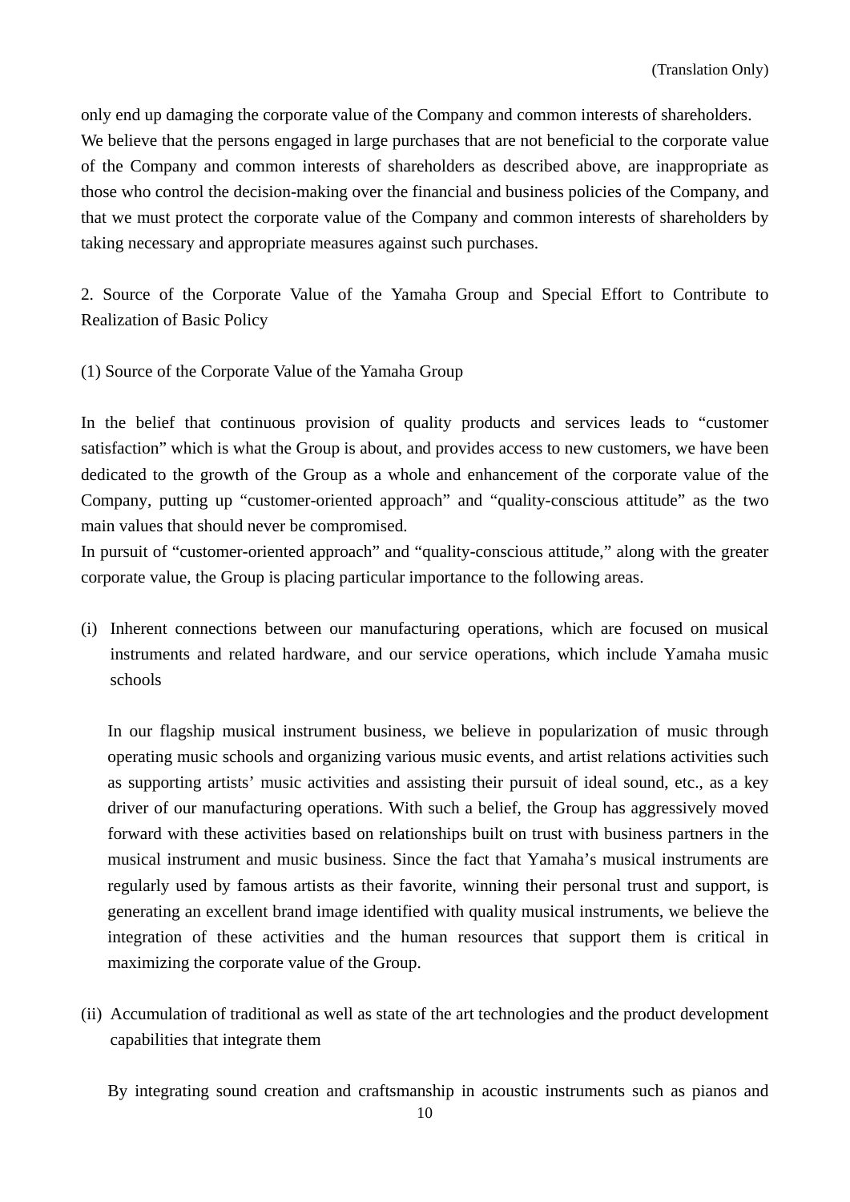only end up damaging the corporate value of the Company and common interests of shareholders. We believe that the persons engaged in large purchases that are not beneficial to the corporate value of the Company and common interests of shareholders as described above, are inappropriate as those who control the decision-making over the financial and business policies of the Company, and that we must protect the corporate value of the Company and common interests of shareholders by taking necessary and appropriate measures against such purchases.

## 2. Source of the Corporate Value of the Yamaha Group and Special Effort to Contribute to Realization of Basic Policy

### (1) Source of the Corporate Value of the Yamaha Group

In the belief that continuous provision of quality products and services leads to "customer satisfaction" which is what the Group is about, and provides access to new customers, we have been dedicated to the growth of the Group as a whole and enhancement of the corporate value of the Company, putting up "customer-oriented approach" and "quality-conscious attitude" as the two main values that should never be compromised.

In pursuit of "customer-oriented approach" and "quality-conscious attitude," along with the greater corporate value, the Group is placing particular importance to the following areas.

(i) Inherent connections between our manufacturing operations, which are focused on musical instruments and related hardware, and our service operations, which include Yamaha music schools

In our flagship musical instrument business, we believe in popularization of music through operating music schools and organizing various music events, and artist relations activities such as supporting artists' music activities and assisting their pursuit of ideal sound, etc., as a key driver of our manufacturing operations. With such a belief, the Group has aggressively moved forward with these activities based on relationships built on trust with business partners in the musical instrument and music business. Since the fact that Yamaha's musical instruments are regularly used by famous artists as their favorite, winning their personal trust and support, is generating an excellent brand image identified with quality musical instruments, we believe the integration of these activities and the human resources that support them is critical in maximizing the corporate value of the Group.

(ii) Accumulation of traditional as well as state of the art technologies and the product development capabilities that integrate them

By integrating sound creation and craftsmanship in acoustic instruments such as pianos and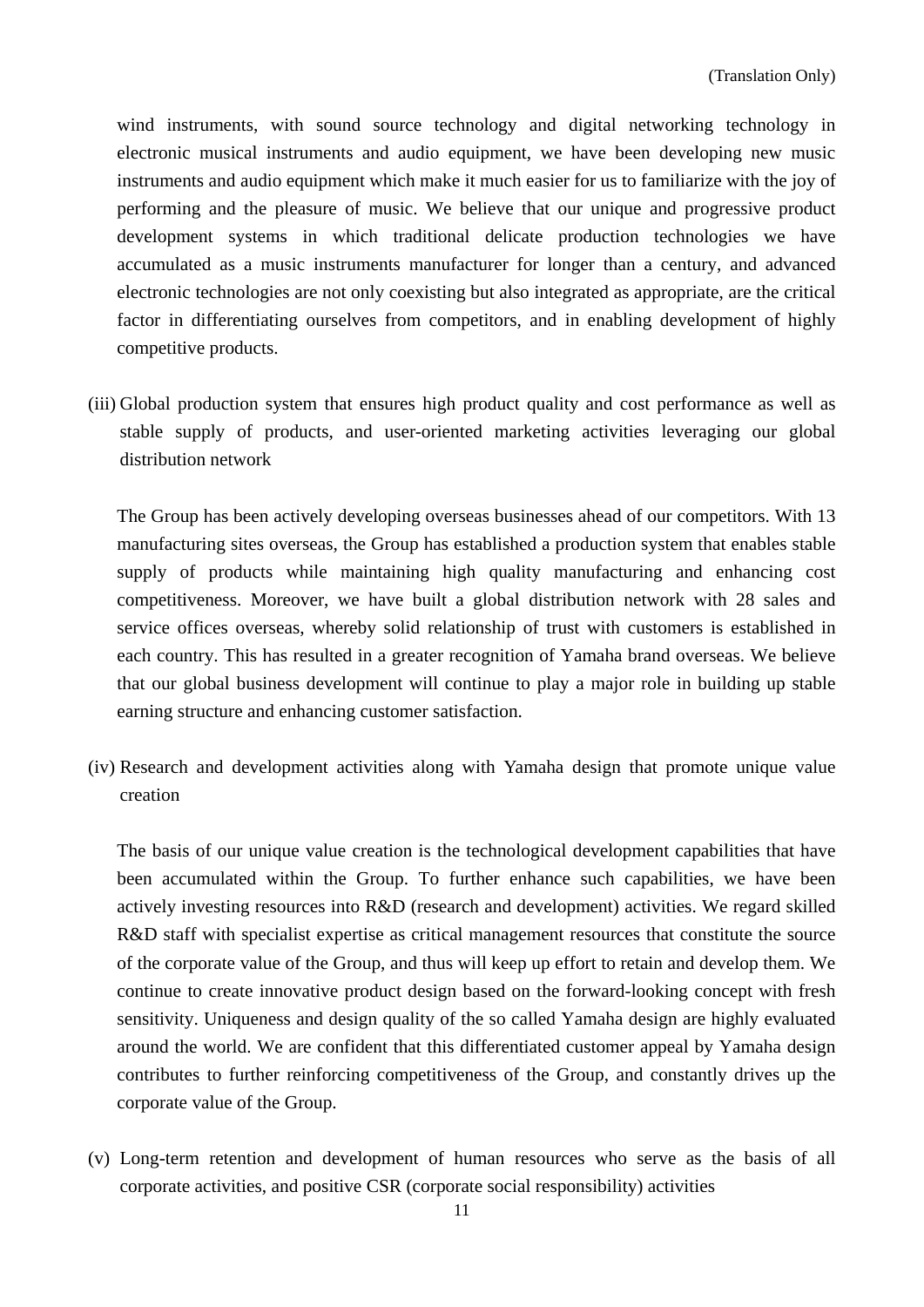wind instruments, with sound source technology and digital networking technology in electronic musical instruments and audio equipment, we have been developing new music instruments and audio equipment which make it much easier for us to familiarize with the joy of performing and the pleasure of music. We believe that our unique and progressive product development systems in which traditional delicate production technologies we have accumulated as a music instruments manufacturer for longer than a century, and advanced electronic technologies are not only coexisting but also integrated as appropriate, are the critical factor in differentiating ourselves from competitors, and in enabling development of highly competitive products.

(iii) Global production system that ensures high product quality and cost performance as well as stable supply of products, and user-oriented marketing activities leveraging our global distribution network

The Group has been actively developing overseas businesses ahead of our competitors. With 13 manufacturing sites overseas, the Group has established a production system that enables stable supply of products while maintaining high quality manufacturing and enhancing cost competitiveness. Moreover, we have built a global distribution network with 28 sales and service offices overseas, whereby solid relationship of trust with customers is established in each country. This has resulted in a greater recognition of Yamaha brand overseas. We believe that our global business development will continue to play a major role in building up stable earning structure and enhancing customer satisfaction.

(iv) Research and development activities along with Yamaha design that promote unique value creation

The basis of our unique value creation is the technological development capabilities that have been accumulated within the Group. To further enhance such capabilities, we have been actively investing resources into R&D (research and development) activities. We regard skilled R&D staff with specialist expertise as critical management resources that constitute the source of the corporate value of the Group, and thus will keep up effort to retain and develop them. We continue to create innovative product design based on the forward-looking concept with fresh sensitivity. Uniqueness and design quality of the so called Yamaha design are highly evaluated around the world. We are confident that this differentiated customer appeal by Yamaha design contributes to further reinforcing competitiveness of the Group, and constantly drives up the corporate value of the Group.

(v) Long-term retention and development of human resources who serve as the basis of all corporate activities, and positive CSR (corporate social responsibility) activities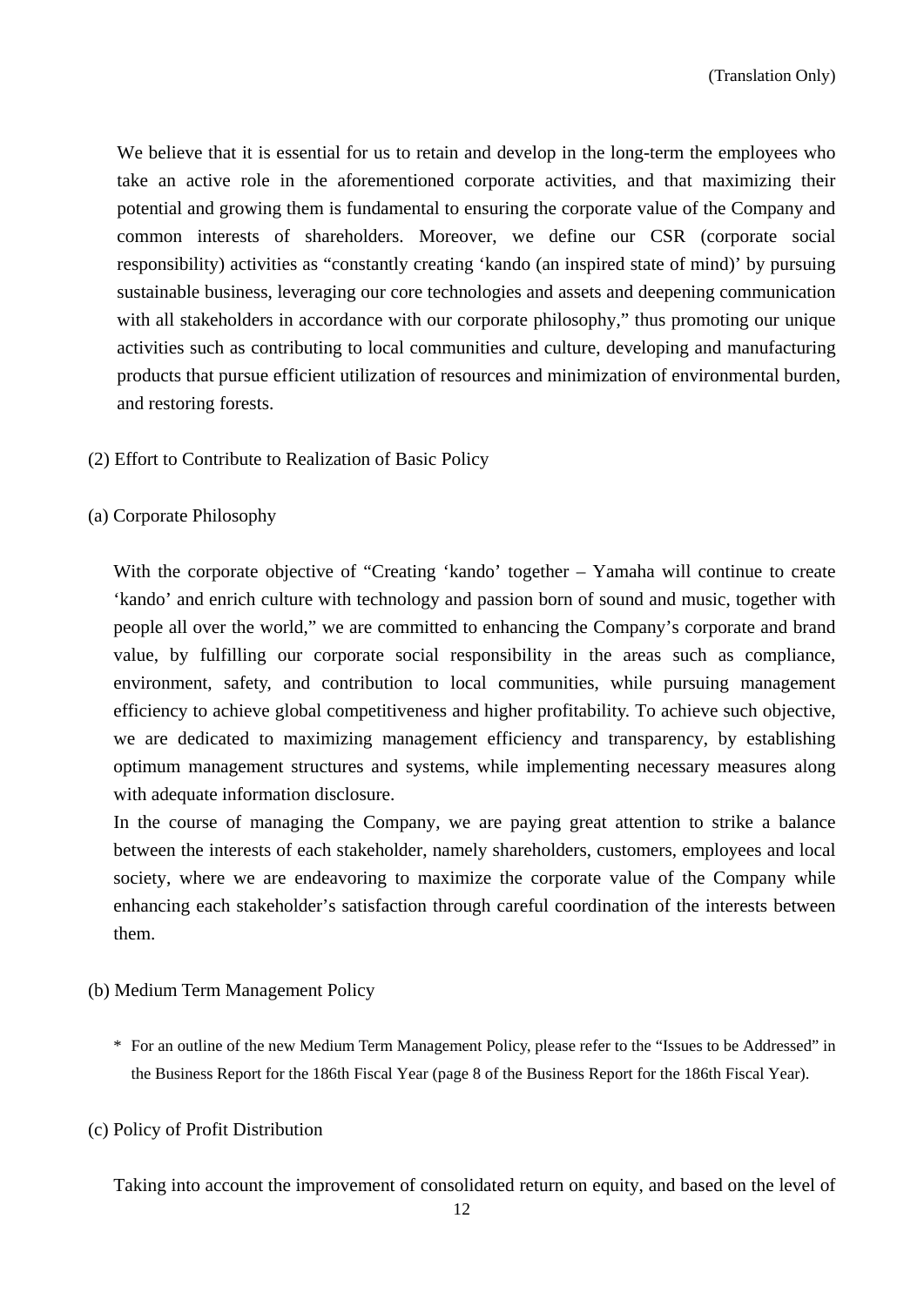We believe that it is essential for us to retain and develop in the long-term the employees who take an active role in the aforementioned corporate activities, and that maximizing their potential and growing them is fundamental to ensuring the corporate value of the Company and common interests of shareholders. Moreover, we define our CSR (corporate social responsibility) activities as "constantly creating 'kando (an inspired state of mind)' by pursuing sustainable business, leveraging our core technologies and assets and deepening communication with all stakeholders in accordance with our corporate philosophy," thus promoting our unique activities such as contributing to local communities and culture, developing and manufacturing products that pursue efficient utilization of resources and minimization of environmental burden, and restoring forests.

(2) Effort to Contribute to Realization of Basic Policy

(a) Corporate Philosophy

With the corporate objective of "Creating 'kando' together – Yamaha will continue to create 'kando' and enrich culture with technology and passion born of sound and music, together with people all over the world," we are committed to enhancing the Company's corporate and brand value, by fulfilling our corporate social responsibility in the areas such as compliance, environment, safety, and contribution to local communities, while pursuing management efficiency to achieve global competitiveness and higher profitability. To achieve such objective, we are dedicated to maximizing management efficiency and transparency, by establishing optimum management structures and systems, while implementing necessary measures along with adequate information disclosure.

In the course of managing the Company, we are paying great attention to strike a balance between the interests of each stakeholder, namely shareholders, customers, employees and local society, where we are endeavoring to maximize the corporate value of the Company while enhancing each stakeholder's satisfaction through careful coordination of the interests between them.

(b) Medium Term Management Policy

\* For an outline of the new Medium Term Management Policy, please refer to the "Issues to be Addressed" in the Business Report for the 186th Fiscal Year (page 8 of the Business Report for the 186th Fiscal Year).

(c) Policy of Profit Distribution

Taking into account the improvement of consolidated return on equity, and based on the level of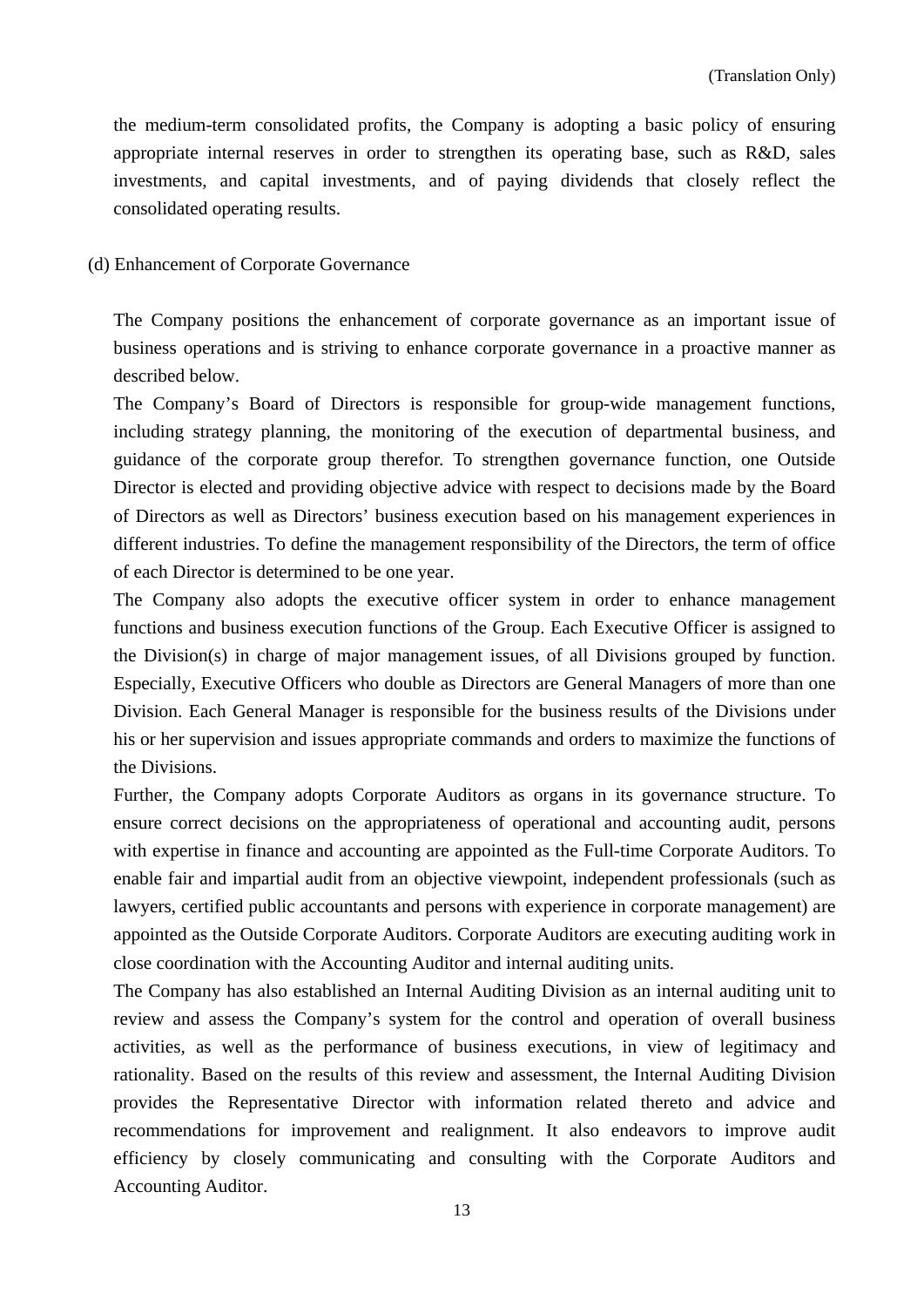the medium-term consolidated profits, the Company is adopting a basic policy of ensuring appropriate internal reserves in order to strengthen its operating base, such as R&D, sales investments, and capital investments, and of paying dividends that closely reflect the consolidated operating results.

(d) Enhancement of Corporate Governance

The Company positions the enhancement of corporate governance as an important issue of business operations and is striving to enhance corporate governance in a proactive manner as described below.

The Company's Board of Directors is responsible for group-wide management functions, including strategy planning, the monitoring of the execution of departmental business, and guidance of the corporate group therefor. To strengthen governance function, one Outside Director is elected and providing objective advice with respect to decisions made by the Board of Directors as well as Directors' business execution based on his management experiences in different industries. To define the management responsibility of the Directors, the term of office of each Director is determined to be one year.

The Company also adopts the executive officer system in order to enhance management functions and business execution functions of the Group. Each Executive Officer is assigned to the Division(s) in charge of major management issues, of all Divisions grouped by function. Especially, Executive Officers who double as Directors are General Managers of more than one Division. Each General Manager is responsible for the business results of the Divisions under his or her supervision and issues appropriate commands and orders to maximize the functions of the Divisions.

Further, the Company adopts Corporate Auditors as organs in its governance structure. To ensure correct decisions on the appropriateness of operational and accounting audit, persons with expertise in finance and accounting are appointed as the Full-time Corporate Auditors. To enable fair and impartial audit from an objective viewpoint, independent professionals (such as lawyers, certified public accountants and persons with experience in corporate management) are appointed as the Outside Corporate Auditors. Corporate Auditors are executing auditing work in close coordination with the Accounting Auditor and internal auditing units.

The Company has also established an Internal Auditing Division as an internal auditing unit to review and assess the Company's system for the control and operation of overall business activities, as well as the performance of business executions, in view of legitimacy and rationality. Based on the results of this review and assessment, the Internal Auditing Division provides the Representative Director with information related thereto and advice and recommendations for improvement and realignment. It also endeavors to improve audit efficiency by closely communicating and consulting with the Corporate Auditors and Accounting Auditor.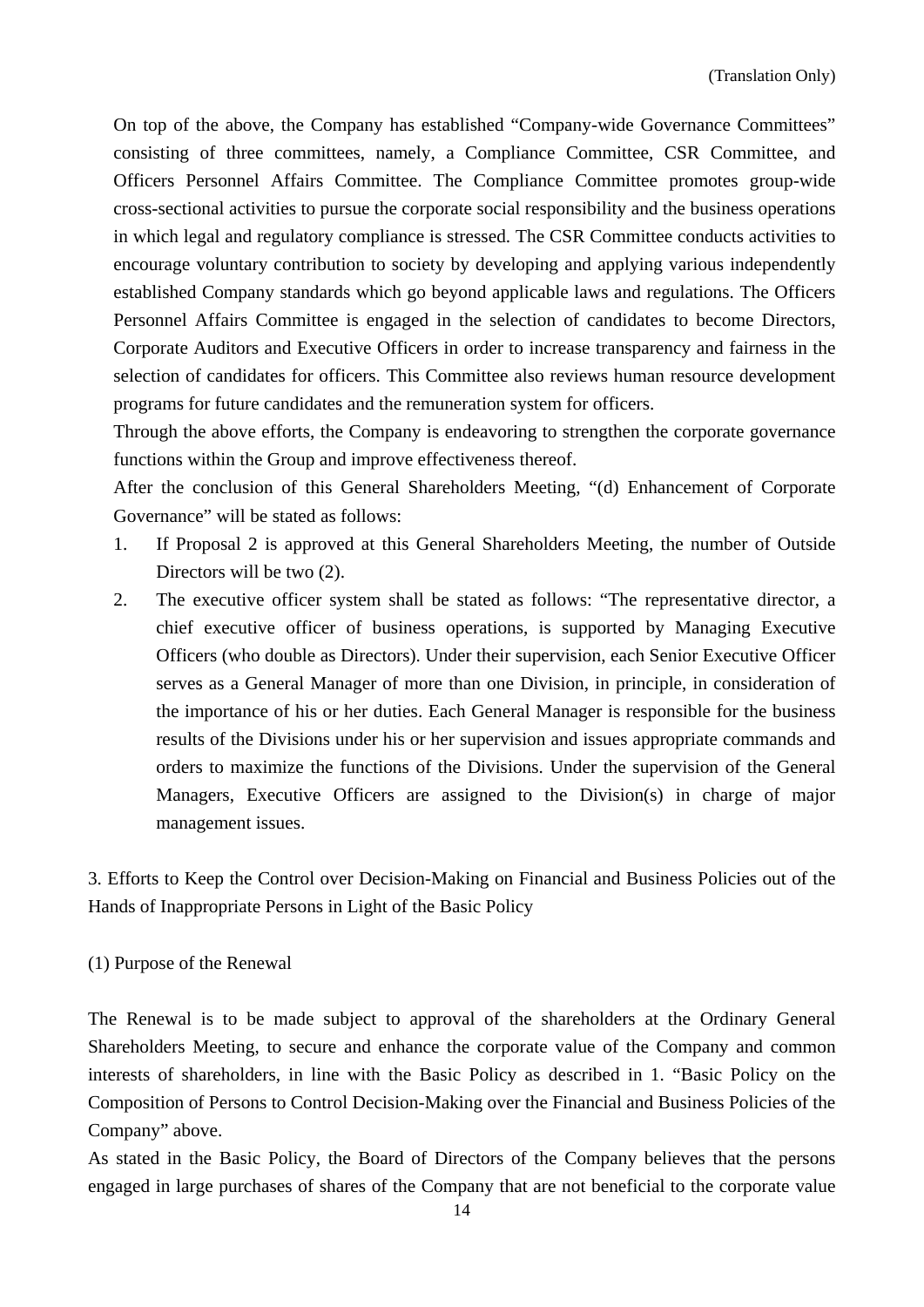On top of the above, the Company has established “Company-wide Governance Committees” consisting of three committees, namely, a Compliance Committee, CSR Committee, and Officers Personnel Affairs Committee. The Compliance Committee promotes group-wide cross-sectional activities to pursue the corporate social responsibility and the business operations in which legal and regulatory compliance is stressed. The CSR Committee conducts activities to encourage voluntary contribution to society by developing and applying various independently established Company standards which go beyond applicable laws and regulations. The Officers Personnel Affairs Committee is engaged in the selection of candidates to become Directors, Corporate Auditors and Executive Officers in order to increase transparency and fairness in the selection of candidates for officers. This Committee also reviews human resource development programs for future candidates and the remuneration system for officers.

Through the above efforts, the Company is endeavoring to strengthen the corporate governance functions within the Group and improve effectiveness thereof.

After the conclusion of this General Shareholders Meeting, “(d) Enhancement of Corporate Governance” will be stated as follows:

1. If Proposal 2 is approved at this General Shareholders Meeting, the number of Outside Directors will be two (2).
2. The executive officer system shall be stated as follows: “The representative director, a chief executive officer of business operations, is supported by Managing Executive Officers (who double as Directors). Under their supervision, each Senior Executive Officer serves as a General Manager of more than one Division, in principle, in consideration of the importance of his or her duties. Each General Manager is responsible for the business results of the Divisions under his or her supervision and issues appropriate commands and orders to maximize the functions of the Divisions. Under the supervision of the General Managers, Executive Officers are assigned to the Division(s) in charge of major management issues.

## 3. Efforts to Keep the Control over Decision-Making on Financial and Business Policies out of the Hands of Inappropriate Persons in Light of the Basic Policy

### (1) Purpose of the Renewal

The Renewal is to be made subject to approval of the shareholders at the Ordinary General Shareholders Meeting, to secure and enhance the corporate value of the Company and common interests of shareholders, in line with the Basic Policy as described in 1. “Basic Policy on the Composition of Persons to Control Decision-Making over the Financial and Business Policies of the Company” above.

As stated in the Basic Policy, the Board of Directors of the Company believes that the persons engaged in large purchases of shares of the Company that are not beneficial to the corporate value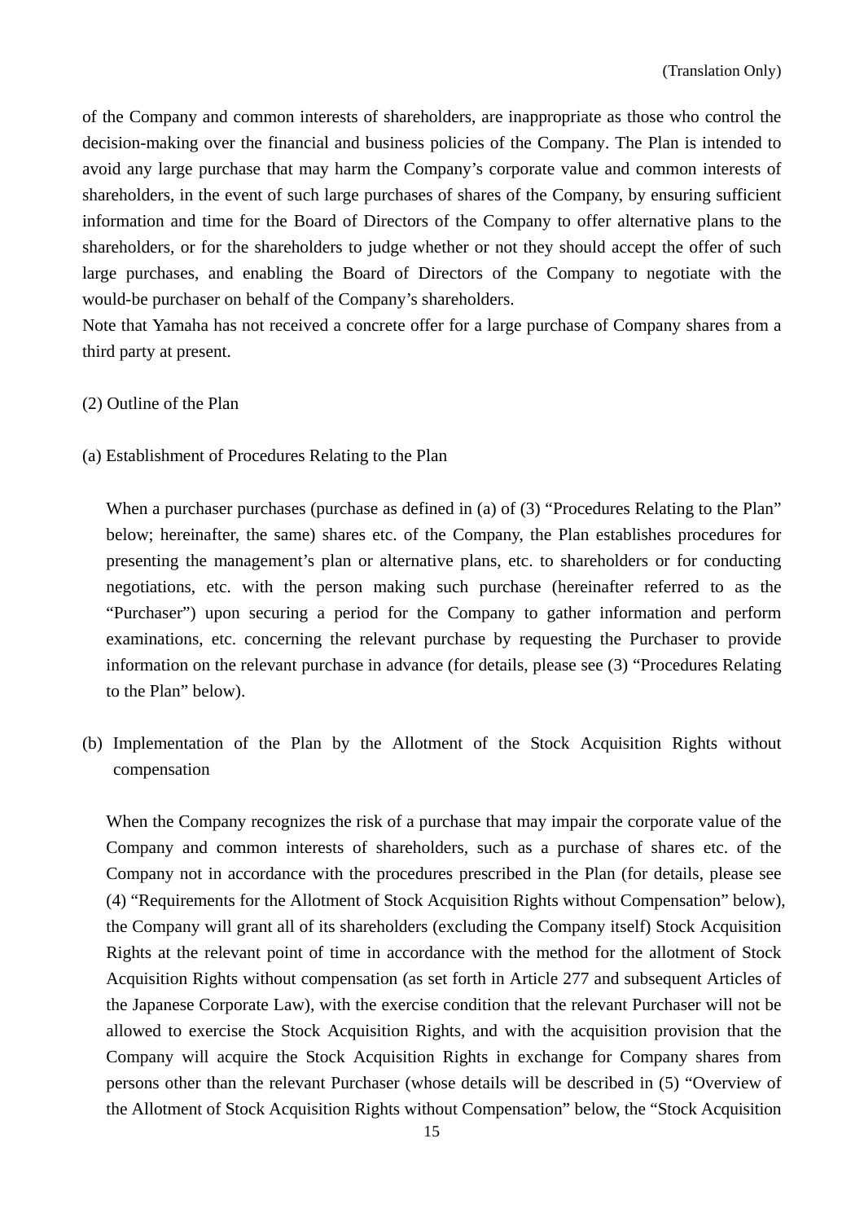of the Company and common interests of shareholders, are inappropriate as those who control the decision-making over the financial and business policies of the Company. The Plan is intended to avoid any large purchase that may harm the Company's corporate value and common interests of shareholders, in the event of such large purchases of shares of the Company, by ensuring sufficient information and time for the Board of Directors of the Company to offer alternative plans to the shareholders, or for the shareholders to judge whether or not they should accept the offer of such large purchases, and enabling the Board of Directors of the Company to negotiate with the would-be purchaser on behalf of the Company's shareholders.

Note that Yamaha has not received a concrete offer for a large purchase of Company shares from a third party at present.

(2) Outline of the Plan

(a) Establishment of Procedures Relating to the Plan

When a purchaser purchases (purchase as defined in (a) of (3) "Procedures Relating to the Plan" below; hereinafter, the same) shares etc. of the Company, the Plan establishes procedures for presenting the management's plan or alternative plans, etc. to shareholders or for conducting negotiations, etc. with the person making such purchase (hereinafter referred to as the "Purchaser") upon securing a period for the Company to gather information and perform examinations, etc. concerning the relevant purchase by requesting the Purchaser to provide information on the relevant purchase in advance (for details, please see (3) "Procedures Relating to the Plan" below).

(b) Implementation of the Plan by the Allotment of the Stock Acquisition Rights without compensation

When the Company recognizes the risk of a purchase that may impair the corporate value of the Company and common interests of shareholders, such as a purchase of shares etc. of the Company not in accordance with the procedures prescribed in the Plan (for details, please see (4) "Requirements for the Allotment of Stock Acquisition Rights without Compensation" below), the Company will grant all of its shareholders (excluding the Company itself) Stock Acquisition Rights at the relevant point of time in accordance with the method for the allotment of Stock Acquisition Rights without compensation (as set forth in Article 277 and subsequent Articles of the Japanese Corporate Law), with the exercise condition that the relevant Purchaser will not be allowed to exercise the Stock Acquisition Rights, and with the acquisition provision that the Company will acquire the Stock Acquisition Rights in exchange for Company shares from persons other than the relevant Purchaser (whose details will be described in (5) "Overview of the Allotment of Stock Acquisition Rights without Compensation" below, the "Stock Acquisition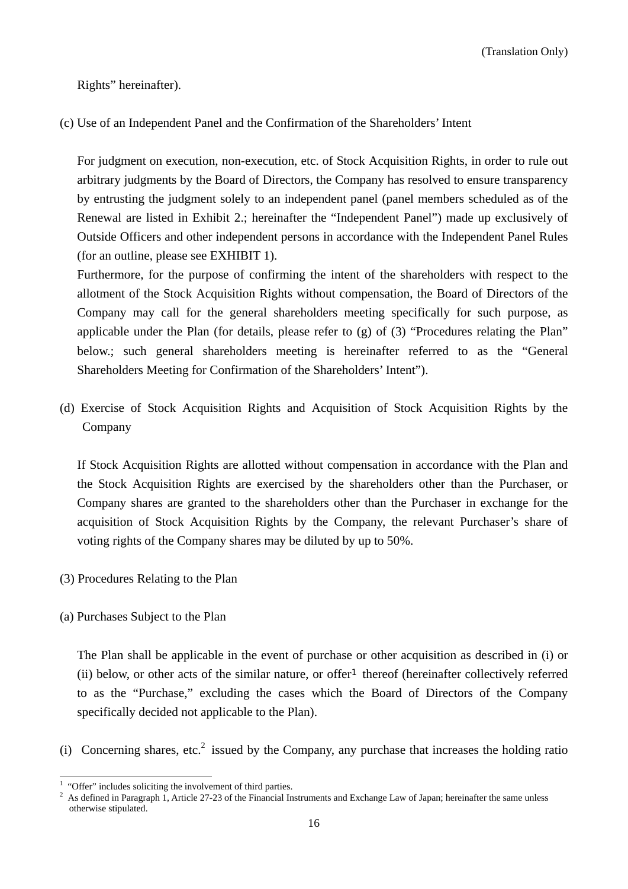Rights" hereinafter).

(c) Use of an Independent Panel and the Confirmation of the Shareholders' Intent

For judgment on execution, non-execution, etc. of Stock Acquisition Rights, in order to rule out arbitrary judgments by the Board of Directors, the Company has resolved to ensure transparency by entrusting the judgment solely to an independent panel (panel members scheduled as of the Renewal are listed in Exhibit 2.; hereinafter the "Independent Panel") made up exclusively of Outside Officers and other independent persons in accordance with the Independent Panel Rules (for an outline, please see EXHIBIT 1).

Furthermore, for the purpose of confirming the intent of the shareholders with respect to the allotment of the Stock Acquisition Rights without compensation, the Board of Directors of the Company may call for the general shareholders meeting specifically for such purpose, as applicable under the Plan (for details, please refer to (g) of (3) "Procedures relating the Plan" below.; such general shareholders meeting is hereinafter referred to as the "General Shareholders Meeting for Confirmation of the Shareholders' Intent").

(d) Exercise of Stock Acquisition Rights and Acquisition of Stock Acquisition Rights by the Company

If Stock Acquisition Rights are allotted without compensation in accordance with the Plan and the Stock Acquisition Rights are exercised by the shareholders other than the Purchaser, or Company shares are granted to the shareholders other than the Purchaser in exchange for the acquisition of Stock Acquisition Rights by the Company, the relevant Purchaser's share of voting rights of the Company shares may be diluted by up to 50%.

(3) Procedures Relating to the Plan

(a) Purchases Subject to the Plan

The Plan shall be applicable in the event of purchase or other acquisition as described in (i) or (ii) below, or other acts of the similar nature, or offer[1] thereof (hereinafter collectively referred to as the "Purchase," excluding the cases which the Board of Directors of the Company specifically decided not applicable to the Plan).

(i) Concerning shares, etc.[2] issued by the Company, any purchase that increases the holding ratio

---

[1] "Offer" includes soliciting the involvement of third parties.

[2] As defined in Paragraph 1, Article 27-23 of the Financial Instruments and Exchange Law of Japan; hereinafter the same unless otherwise stipulated.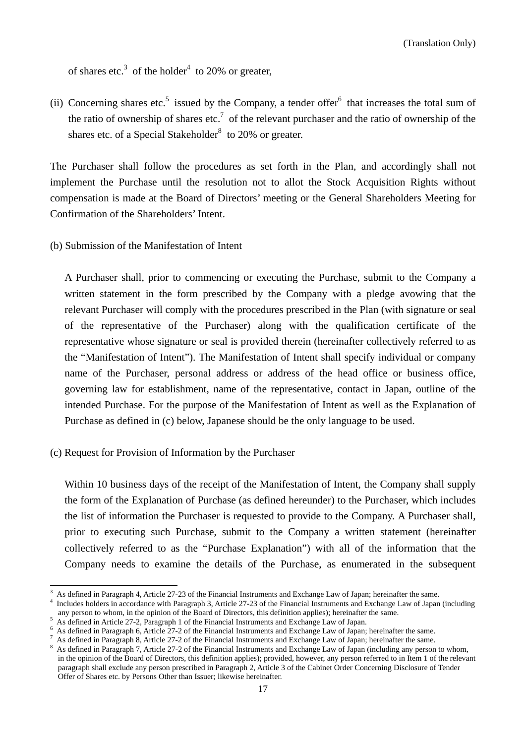of shares etc.[3] of the holder[4] to 20% or greater,

(ii) Concerning shares etc.[5] issued by the Company, a tender offer[6] that increases the total sum of the ratio of ownership of shares etc.[7] of the relevant purchaser and the ratio of ownership of the shares etc. of a Special Stakeholder[8] to 20% or greater.

The Purchaser shall follow the procedures as set forth in the Plan, and accordingly shall not implement the Purchase until the resolution not to allot the Stock Acquisition Rights without compensation is made at the Board of Directors' meeting or the General Shareholders Meeting for Confirmation of the Shareholders' Intent.

(b) Submission of the Manifestation of Intent

A Purchaser shall, prior to commencing or executing the Purchase, submit to the Company a written statement in the form prescribed by the Company with a pledge avowing that the relevant Purchaser will comply with the procedures prescribed in the Plan (with signature or seal of the representative of the Purchaser) along with the qualification certificate of the representative whose signature or seal is provided therein (hereinafter collectively referred to as the "Manifestation of Intent"). The Manifestation of Intent shall specify individual or company name of the Purchaser, personal address or address of the head office or business office, governing law for establishment, name of the representative, contact in Japan, outline of the intended Purchase. For the purpose of the Manifestation of Intent as well as the Explanation of Purchase as defined in (c) below, Japanese should be the only language to be used.

(c) Request for Provision of Information by the Purchaser

Within 10 business days of the receipt of the Manifestation of Intent, the Company shall supply the form of the Explanation of Purchase (as defined hereunder) to the Purchaser, which includes the list of information the Purchaser is requested to provide to the Company. A Purchaser shall, prior to executing such Purchase, submit to the Company a written statement (hereinafter collectively referred to as the "Purchase Explanation") with all of the information that the Company needs to examine the details of the Purchase, as enumerated in the subsequent

---

[3] As defined in Paragraph 4, Article 27-23 of the Financial Instruments and Exchange Law of Japan; hereinafter the same.

[4] Includes holders in accordance with Paragraph 3, Article 27-23 of the Financial Instruments and Exchange Law of Japan (including any person to whom, in the opinion of the Board of Directors, this definition applies); hereinafter the same.

[5] As defined in Article 27-2, Paragraph 1 of the Financial Instruments and Exchange Law of Japan.

[6] As defined in Paragraph 6, Article 27-2 of the Financial Instruments and Exchange Law of Japan; hereinafter the same.

[7] As defined in Paragraph 8, Article 27-2 of the Financial Instruments and Exchange Law of Japan; hereinafter the same.

[8] As defined in Paragraph 7, Article 27-2 of the Financial Instruments and Exchange Law of Japan (including any person to whom, in the opinion of the Board of Directors, this definition applies); provided, however, any person referred to in Item 1 of the relevant paragraph shall exclude any person prescribed in Paragraph 2, Article 3 of the Cabinet Order Concerning Disclosure of Tender Offer of Shares etc. by Persons Other than Issuer; likewise hereinafter.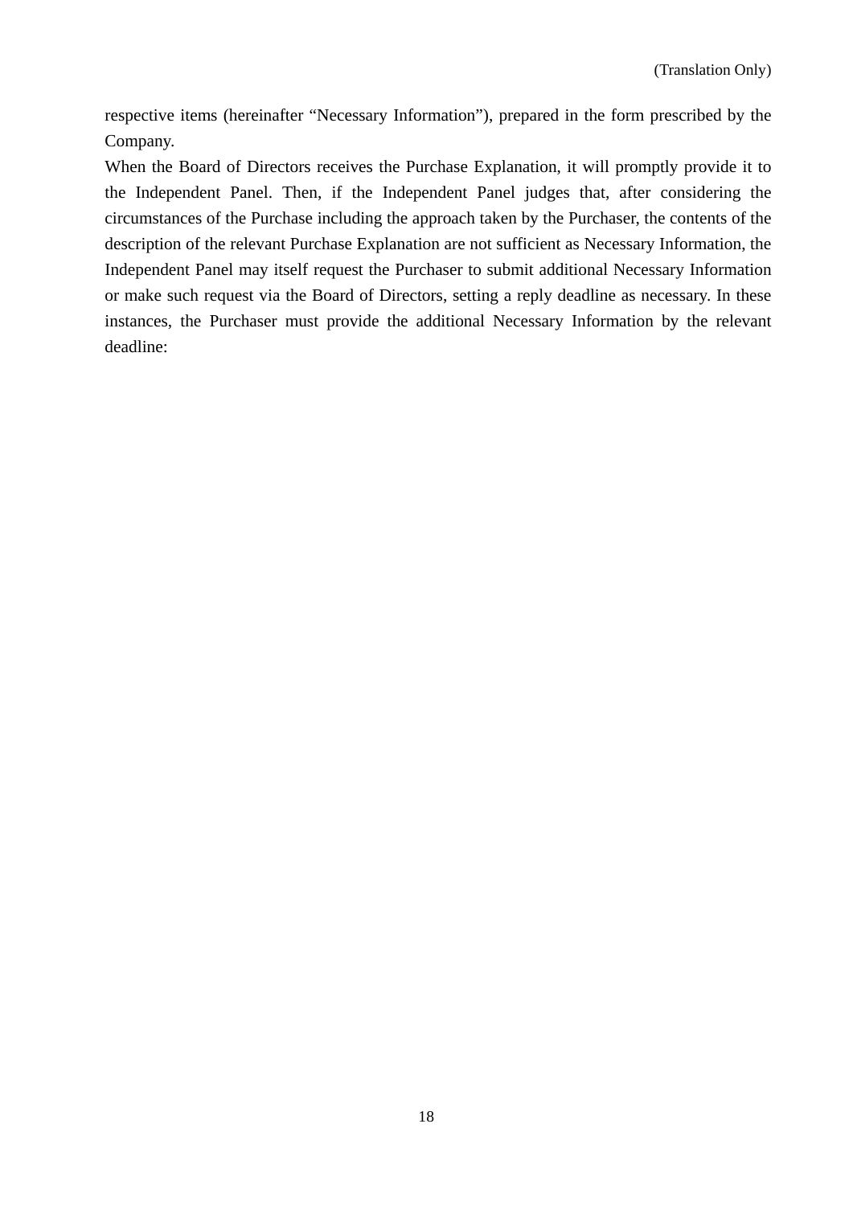respective items (hereinafter "Necessary Information"), prepared in the form prescribed by the Company.

When the Board of Directors receives the Purchase Explanation, it will promptly provide it to the Independent Panel. Then, if the Independent Panel judges that, after considering the circumstances of the Purchase including the approach taken by the Purchaser, the contents of the description of the relevant Purchase Explanation are not sufficient as Necessary Information, the Independent Panel may itself request the Purchaser to submit additional Necessary Information or make such request via the Board of Directors, setting a reply deadline as necessary. In these instances, the Purchaser must provide the additional Necessary Information by the relevant deadline: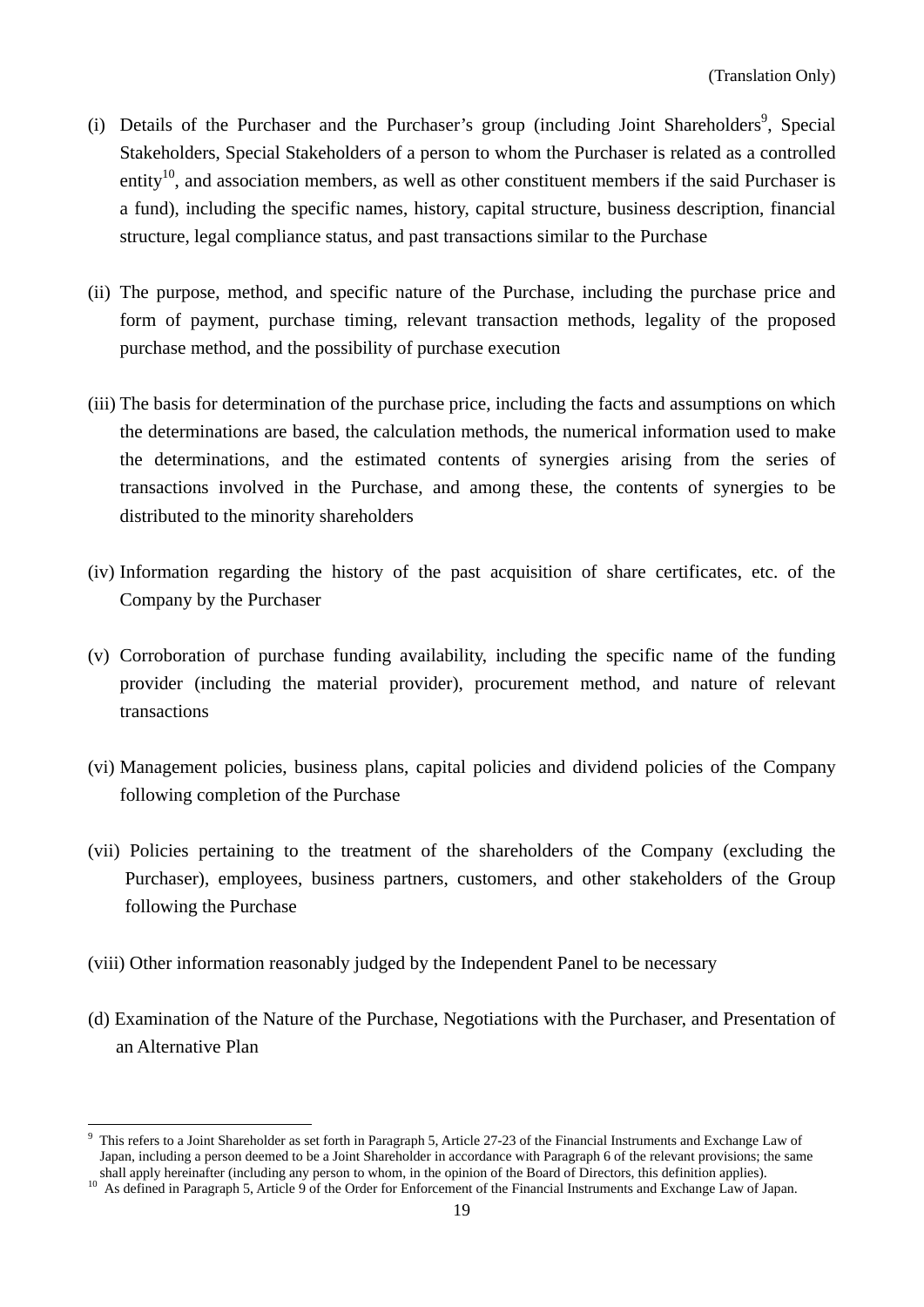(Translation Only)

(i) Details of the Purchaser and the Purchaser's group (including Joint Shareholders[9], Special Stakeholders, Special Stakeholders of a person to whom the Purchaser is related as a controlled entity[10], and association members, as well as other constituent members if the said Purchaser is a fund), including the specific names, history, capital structure, business description, financial structure, legal compliance status, and past transactions similar to the Purchase

(ii) The purpose, method, and specific nature of the Purchase, including the purchase price and form of payment, purchase timing, relevant transaction methods, legality of the proposed purchase method, and the possibility of purchase execution

(iii) The basis for determination of the purchase price, including the facts and assumptions on which the determinations are based, the calculation methods, the numerical information used to make the determinations, and the estimated contents of synergies arising from the series of transactions involved in the Purchase, and among these, the contents of synergies to be distributed to the minority shareholders

(iv) Information regarding the history of the past acquisition of share certificates, etc. of the Company by the Purchaser

(v) Corroboration of purchase funding availability, including the specific name of the funding provider (including the material provider), procurement method, and nature of relevant transactions

(vi) Management policies, business plans, capital policies and dividend policies of the Company following completion of the Purchase

(vii) Policies pertaining to the treatment of the shareholders of the Company (excluding the Purchaser), employees, business partners, customers, and other stakeholders of the Group following the Purchase

(viii) Other information reasonably judged by the Independent Panel to be necessary

(d) Examination of the Nature of the Purchase, Negotiations with the Purchaser, and Presentation of an Alternative Plan

---

[9] This refers to a Joint Shareholder as set forth in Paragraph 5, Article 27-23 of the Financial Instruments and Exchange Law of Japan, including a person deemed to be a Joint Shareholder in accordance with Paragraph 6 of the relevant provisions; the same shall apply hereinafter (including any person to whom, in the opinion of the Board of Directors, this definition applies).

[10] As defined in Paragraph 5, Article 9 of the Order for Enforcement of the Financial Instruments and Exchange Law of Japan.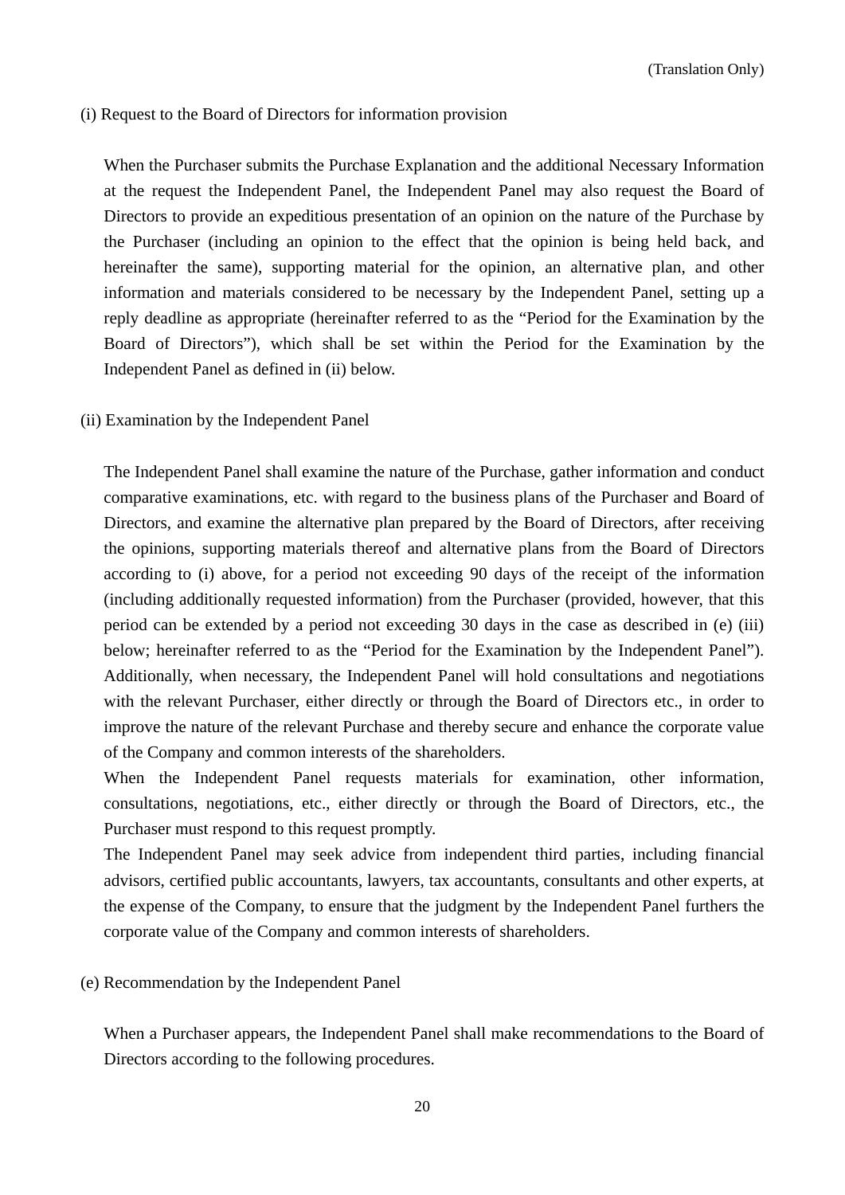(Translation Only)

(i) Request to the Board of Directors for information provision

When the Purchaser submits the Purchase Explanation and the additional Necessary Information at the request the Independent Panel, the Independent Panel may also request the Board of Directors to provide an expeditious presentation of an opinion on the nature of the Purchase by the Purchaser (including an opinion to the effect that the opinion is being held back, and hereinafter the same), supporting material for the opinion, an alternative plan, and other information and materials considered to be necessary by the Independent Panel, setting up a reply deadline as appropriate (hereinafter referred to as the "Period for the Examination by the Board of Directors"), which shall be set within the Period for the Examination by the Independent Panel as defined in (ii) below.

(ii) Examination by the Independent Panel

The Independent Panel shall examine the nature of the Purchase, gather information and conduct comparative examinations, etc. with regard to the business plans of the Purchaser and Board of Directors, and examine the alternative plan prepared by the Board of Directors, after receiving the opinions, supporting materials thereof and alternative plans from the Board of Directors according to (i) above, for a period not exceeding 90 days of the receipt of the information (including additionally requested information) from the Purchaser (provided, however, that this period can be extended by a period not exceeding 30 days in the case as described in (e) (iii) below; hereinafter referred to as the "Period for the Examination by the Independent Panel"). Additionally, when necessary, the Independent Panel will hold consultations and negotiations with the relevant Purchaser, either directly or through the Board of Directors etc., in order to improve the nature of the relevant Purchase and thereby secure and enhance the corporate value of the Company and common interests of the shareholders.

When the Independent Panel requests materials for examination, other information, consultations, negotiations, etc., either directly or through the Board of Directors, etc., the Purchaser must respond to this request promptly.

The Independent Panel may seek advice from independent third parties, including financial advisors, certified public accountants, lawyers, tax accountants, consultants and other experts, at the expense of the Company, to ensure that the judgment by the Independent Panel furthers the corporate value of the Company and common interests of shareholders.

(e) Recommendation by the Independent Panel

When a Purchaser appears, the Independent Panel shall make recommendations to the Board of Directors according to the following procedures.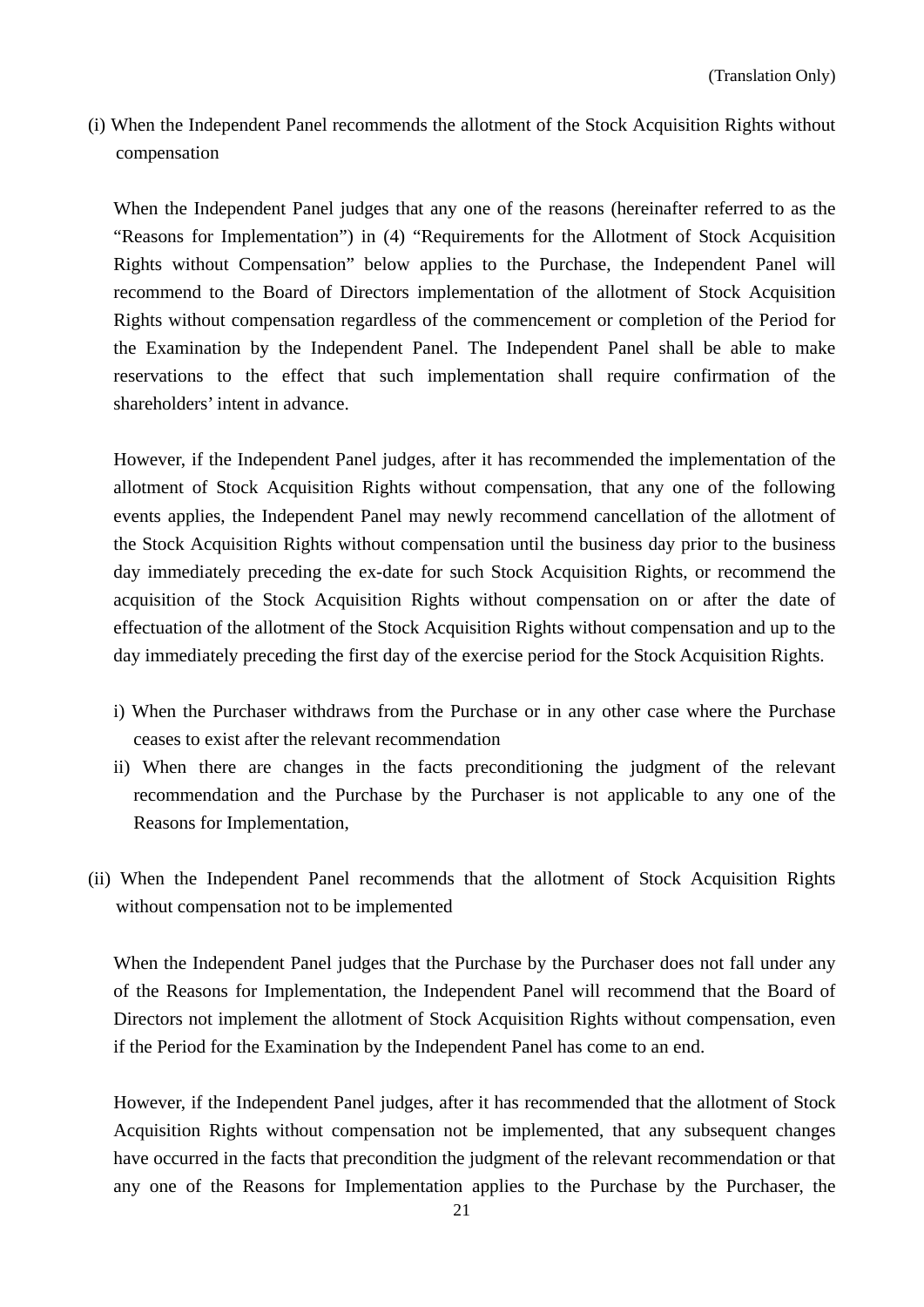(Translation Only)

(i) When the Independent Panel recommends the allotment of the Stock Acquisition Rights without compensation

When the Independent Panel judges that any one of the reasons (hereinafter referred to as the "Reasons for Implementation") in (4) "Requirements for the Allotment of Stock Acquisition Rights without Compensation" below applies to the Purchase, the Independent Panel will recommend to the Board of Directors implementation of the allotment of Stock Acquisition Rights without compensation regardless of the commencement or completion of the Period for the Examination by the Independent Panel. The Independent Panel shall be able to make reservations to the effect that such implementation shall require confirmation of the shareholders' intent in advance.

However, if the Independent Panel judges, after it has recommended the implementation of the allotment of Stock Acquisition Rights without compensation, that any one of the following events applies, the Independent Panel may newly recommend cancellation of the allotment of the Stock Acquisition Rights without compensation until the business day prior to the business day immediately preceding the ex-date for such Stock Acquisition Rights, or recommend the acquisition of the Stock Acquisition Rights without compensation on or after the date of effectuation of the allotment of the Stock Acquisition Rights without compensation and up to the day immediately preceding the first day of the exercise period for the Stock Acquisition Rights.

i) When the Purchaser withdraws from the Purchase or in any other case where the Purchase ceases to exist after the relevant recommendation
ii) When there are changes in the facts preconditioning the judgment of the relevant recommendation and the Purchase by the Purchaser is not applicable to any one of the Reasons for Implementation,

(ii) When the Independent Panel recommends that the allotment of Stock Acquisition Rights without compensation not to be implemented

When the Independent Panel judges that the Purchase by the Purchaser does not fall under any of the Reasons for Implementation, the Independent Panel will recommend that the Board of Directors not implement the allotment of Stock Acquisition Rights without compensation, even if the Period for the Examination by the Independent Panel has come to an end.

However, if the Independent Panel judges, after it has recommended that the allotment of Stock Acquisition Rights without compensation not be implemented, that any subsequent changes have occurred in the facts that precondition the judgment of the relevant recommendation or that any one of the Reasons for Implementation applies to the Purchase by the Purchaser, the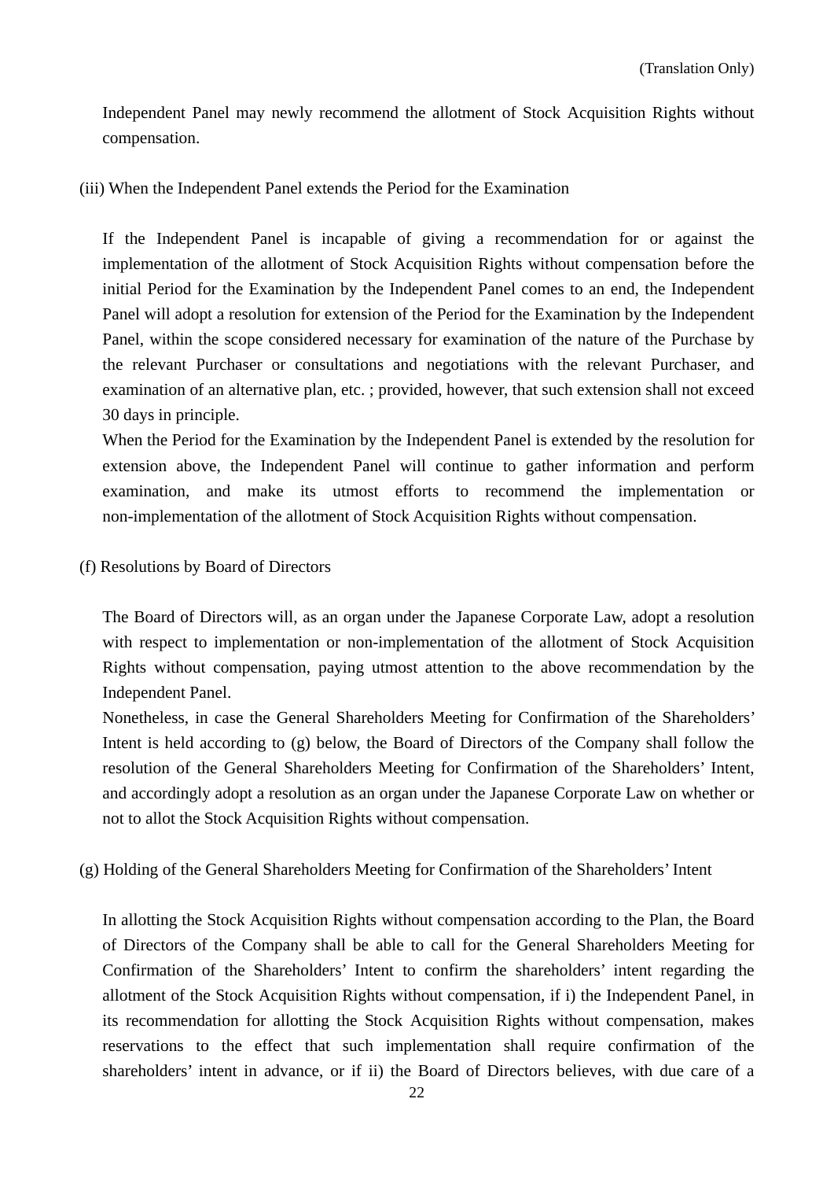Independent Panel may newly recommend the allotment of Stock Acquisition Rights without compensation.

(iii) When the Independent Panel extends the Period for the Examination

If the Independent Panel is incapable of giving a recommendation for or against the implementation of the allotment of Stock Acquisition Rights without compensation before the initial Period for the Examination by the Independent Panel comes to an end, the Independent Panel will adopt a resolution for extension of the Period for the Examination by the Independent Panel, within the scope considered necessary for examination of the nature of the Purchase by the relevant Purchaser or consultations and negotiations with the relevant Purchaser, and examination of an alternative plan, etc. ; provided, however, that such extension shall not exceed 30 days in principle.

When the Period for the Examination by the Independent Panel is extended by the resolution for extension above, the Independent Panel will continue to gather information and perform examination, and make its utmost efforts to recommend the implementation or non-implementation of the allotment of Stock Acquisition Rights without compensation.

(f) Resolutions by Board of Directors

The Board of Directors will, as an organ under the Japanese Corporate Law, adopt a resolution with respect to implementation or non-implementation of the allotment of Stock Acquisition Rights without compensation, paying utmost attention to the above recommendation by the Independent Panel.

Nonetheless, in case the General Shareholders Meeting for Confirmation of the Shareholders' Intent is held according to (g) below, the Board of Directors of the Company shall follow the resolution of the General Shareholders Meeting for Confirmation of the Shareholders' Intent, and accordingly adopt a resolution as an organ under the Japanese Corporate Law on whether or not to allot the Stock Acquisition Rights without compensation.

(g) Holding of the General Shareholders Meeting for Confirmation of the Shareholders' Intent

In allotting the Stock Acquisition Rights without compensation according to the Plan, the Board of Directors of the Company shall be able to call for the General Shareholders Meeting for Confirmation of the Shareholders' Intent to confirm the shareholders' intent regarding the allotment of the Stock Acquisition Rights without compensation, if i) the Independent Panel, in its recommendation for allotting the Stock Acquisition Rights without compensation, makes reservations to the effect that such implementation shall require confirmation of the shareholders' intent in advance, or if ii) the Board of Directors believes, with due care of a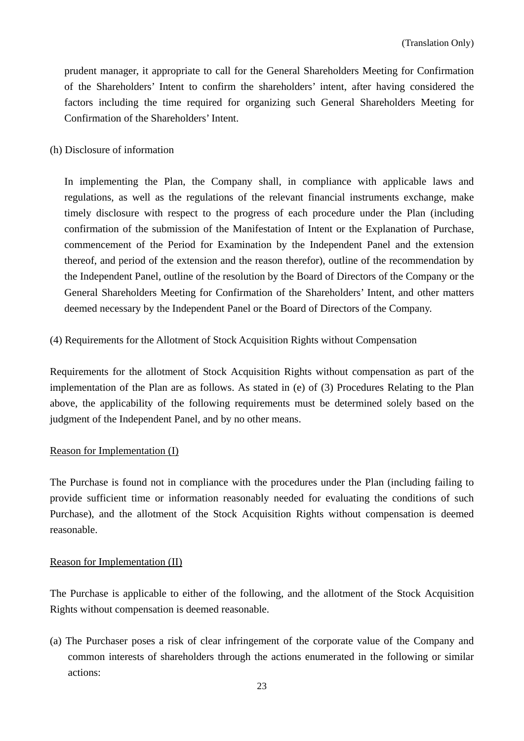prudent manager, it appropriate to call for the General Shareholders Meeting for Confirmation of the Shareholders' Intent to confirm the shareholders' intent, after having considered the factors including the time required for organizing such General Shareholders Meeting for Confirmation of the Shareholders' Intent.

(h) Disclosure of information

In implementing the Plan, the Company shall, in compliance with applicable laws and regulations, as well as the regulations of the relevant financial instruments exchange, make timely disclosure with respect to the progress of each procedure under the Plan (including confirmation of the submission of the Manifestation of Intent or the Explanation of Purchase, commencement of the Period for Examination by the Independent Panel and the extension thereof, and period of the extension and the reason therefor), outline of the recommendation by the Independent Panel, outline of the resolution by the Board of Directors of the Company or the General Shareholders Meeting for Confirmation of the Shareholders' Intent, and other matters deemed necessary by the Independent Panel or the Board of Directors of the Company.

(4) Requirements for the Allotment of Stock Acquisition Rights without Compensation

Requirements for the allotment of Stock Acquisition Rights without compensation as part of the implementation of the Plan are as follows. As stated in (e) of (3) Procedures Relating to the Plan above, the applicability of the following requirements must be determined solely based on the judgment of the Independent Panel, and by no other means.

Reason for Implementation (I)

The Purchase is found not in compliance with the procedures under the Plan (including failing to provide sufficient time or information reasonably needed for evaluating the conditions of such Purchase), and the allotment of the Stock Acquisition Rights without compensation is deemed reasonable.

Reason for Implementation (II)

The Purchase is applicable to either of the following, and the allotment of the Stock Acquisition Rights without compensation is deemed reasonable.

(a) The Purchaser poses a risk of clear infringement of the corporate value of the Company and common interests of shareholders through the actions enumerated in the following or similar actions: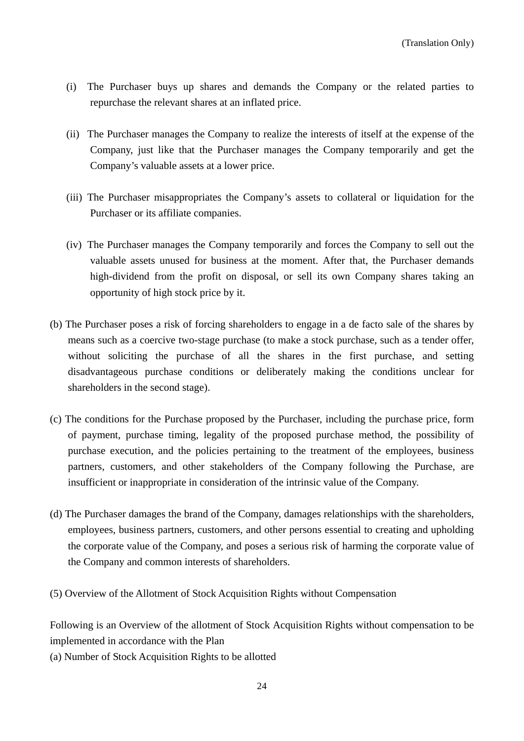(i) The Purchaser buys up shares and demands the Company or the related parties to repurchase the relevant shares at an inflated price.

(ii) The Purchaser manages the Company to realize the interests of itself at the expense of the Company, just like that the Purchaser manages the Company temporarily and get the Company's valuable assets at a lower price.

(iii) The Purchaser misappropriates the Company's assets to collateral or liquidation for the Purchaser or its affiliate companies.

(iv) The Purchaser manages the Company temporarily and forces the Company to sell out the valuable assets unused for business at the moment. After that, the Purchaser demands high-dividend from the profit on disposal, or sell its own Company shares taking an opportunity of high stock price by it.

(b) The Purchaser poses a risk of forcing shareholders to engage in a de facto sale of the shares by means such as a coercive two-stage purchase (to make a stock purchase, such as a tender offer, without soliciting the purchase of all the shares in the first purchase, and setting disadvantageous purchase conditions or deliberately making the conditions unclear for shareholders in the second stage).

(c) The conditions for the Purchase proposed by the Purchaser, including the purchase price, form of payment, purchase timing, legality of the proposed purchase method, the possibility of purchase execution, and the policies pertaining to the treatment of the employees, business partners, customers, and other stakeholders of the Company following the Purchase, are insufficient or inappropriate in consideration of the intrinsic value of the Company.

(d) The Purchaser damages the brand of the Company, damages relationships with the shareholders, employees, business partners, customers, and other persons essential to creating and upholding the corporate value of the Company, and poses a serious risk of harming the corporate value of the Company and common interests of shareholders.

(5) Overview of the Allotment of Stock Acquisition Rights without Compensation

Following is an Overview of the allotment of Stock Acquisition Rights without compensation to be implemented in accordance with the Plan

(a) Number of Stock Acquisition Rights to be allotted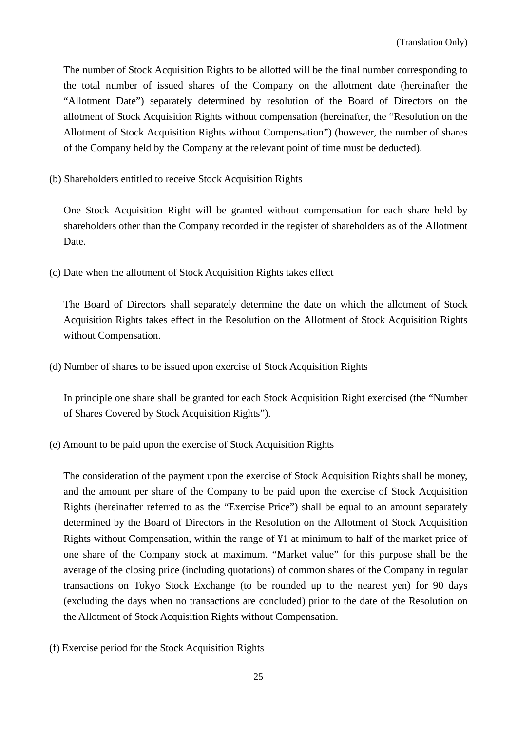The number of Stock Acquisition Rights to be allotted will be the final number corresponding to the total number of issued shares of the Company on the allotment date (hereinafter the “Allotment Date”) separately determined by resolution of the Board of Directors on the allotment of Stock Acquisition Rights without compensation (hereinafter, the “Resolution on the Allotment of Stock Acquisition Rights without Compensation”) (however, the number of shares of the Company held by the Company at the relevant point of time must be deducted).

(b) Shareholders entitled to receive Stock Acquisition Rights

One Stock Acquisition Right will be granted without compensation for each share held by shareholders other than the Company recorded in the register of shareholders as of the Allotment Date.

(c) Date when the allotment of Stock Acquisition Rights takes effect

The Board of Directors shall separately determine the date on which the allotment of Stock Acquisition Rights takes effect in the Resolution on the Allotment of Stock Acquisition Rights without Compensation.

(d) Number of shares to be issued upon exercise of Stock Acquisition Rights

In principle one share shall be granted for each Stock Acquisition Right exercised (the “Number of Shares Covered by Stock Acquisition Rights”).

(e) Amount to be paid upon the exercise of Stock Acquisition Rights

The consideration of the payment upon the exercise of Stock Acquisition Rights shall be money, and the amount per share of the Company to be paid upon the exercise of Stock Acquisition Rights (hereinafter referred to as the “Exercise Price”) shall be equal to an amount separately determined by the Board of Directors in the Resolution on the Allotment of Stock Acquisition Rights without Compensation, within the range of ¥1 at minimum to half of the market price of one share of the Company stock at maximum. “Market value” for this purpose shall be the average of the closing price (including quotations) of common shares of the Company in regular transactions on Tokyo Stock Exchange (to be rounded up to the nearest yen) for 90 days (excluding the days when no transactions are concluded) prior to the date of the Resolution on the Allotment of Stock Acquisition Rights without Compensation.

(f) Exercise period for the Stock Acquisition Rights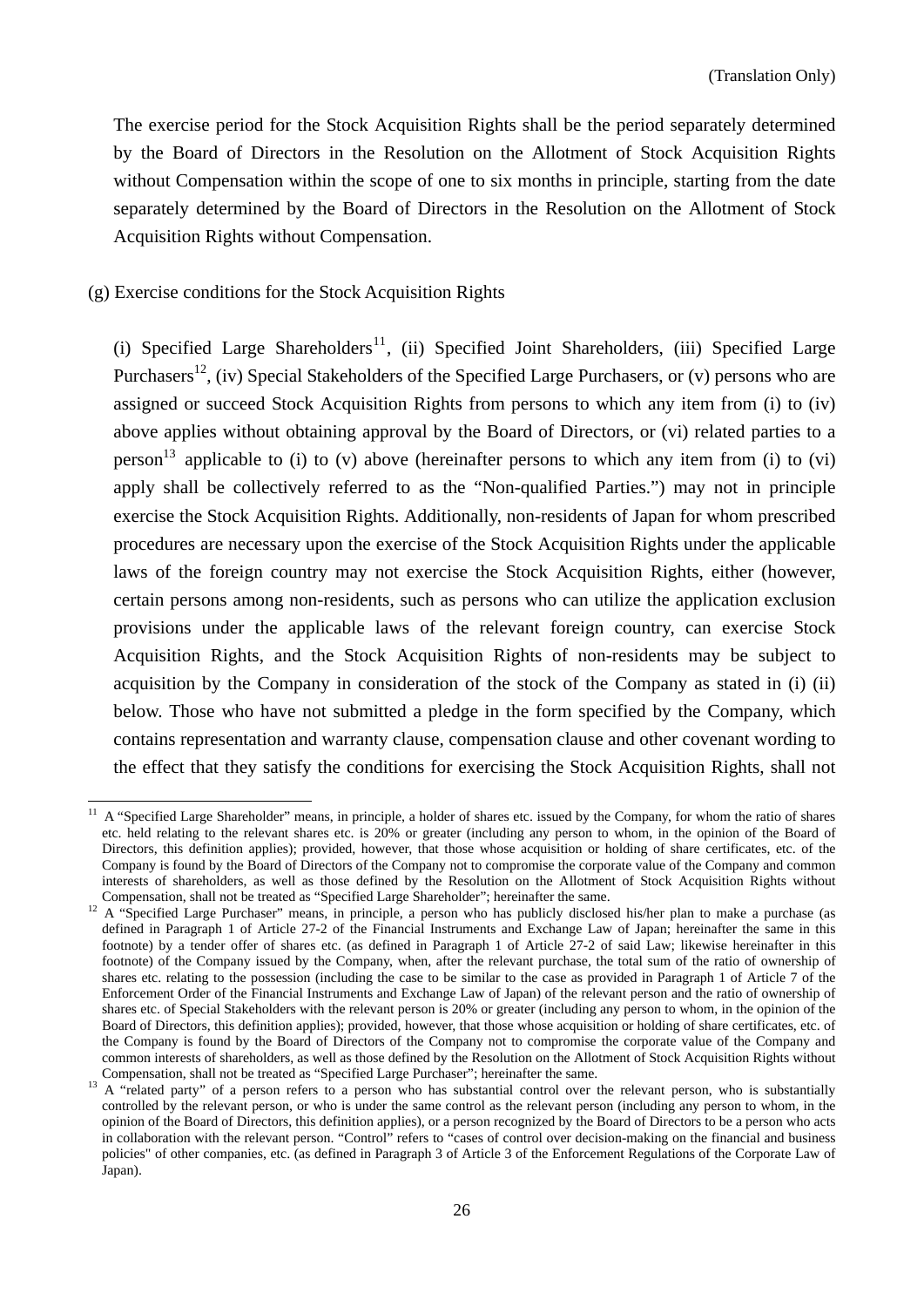The exercise period for the Stock Acquisition Rights shall be the period separately determined by the Board of Directors in the Resolution on the Allotment of Stock Acquisition Rights without Compensation within the scope of one to six months in principle, starting from the date separately determined by the Board of Directors in the Resolution on the Allotment of Stock Acquisition Rights without Compensation.

(g) Exercise conditions for the Stock Acquisition Rights

(i) Specified Large Shareholders[11], (ii) Specified Joint Shareholders, (iii) Specified Large Purchasers[12], (iv) Special Stakeholders of the Specified Large Purchasers, or (v) persons who are assigned or succeed Stock Acquisition Rights from persons to which any item from (i) to (iv) above applies without obtaining approval by the Board of Directors, or (vi) related parties to a person[13] applicable to (i) to (v) above (hereinafter persons to which any item from (i) to (vi) apply shall be collectively referred to as the "Non-qualified Parties.") may not in principle exercise the Stock Acquisition Rights. Additionally, non-residents of Japan for whom prescribed procedures are necessary upon the exercise of the Stock Acquisition Rights under the applicable laws of the foreign country may not exercise the Stock Acquisition Rights, either (however, certain persons among non-residents, such as persons who can utilize the application exclusion provisions under the applicable laws of the relevant foreign country, can exercise Stock Acquisition Rights, and the Stock Acquisition Rights of non-residents may be subject to acquisition by the Company in consideration of the stock of the Company as stated in (i) (ii) below. Those who have not submitted a pledge in the form specified by the Company, which contains representation and warranty clause, compensation clause and other covenant wording to the effect that they satisfy the conditions for exercising the Stock Acquisition Rights, shall not

---

[11] A "Specified Large Shareholder" means, in principle, a holder of shares etc. issued by the Company, for whom the ratio of shares etc. held relating to the relevant shares etc. is 20% or greater (including any person to whom, in the opinion of the Board of Directors, this definition applies); provided, however, that those whose acquisition or holding of share certificates, etc. of the Company is found by the Board of Directors of the Company not to compromise the corporate value of the Company and common interests of shareholders, as well as those defined by the Resolution on the Allotment of Stock Acquisition Rights without Compensation, shall not be treated as "Specified Large Shareholder"; hereinafter the same.

[12] A "Specified Large Purchaser" means, in principle, a person who has publicly disclosed his/her plan to make a purchase (as defined in Paragraph 1 of Article 27-2 of the Financial Instruments and Exchange Law of Japan; hereinafter the same in this footnote) by a tender offer of shares etc. (as defined in Paragraph 1 of Article 27-2 of said Law; likewise hereinafter in this footnote) of the Company issued by the Company, when, after the relevant purchase, the total sum of the ratio of ownership of shares etc. relating to the possession (including the case to be similar to the case as provided in Paragraph 1 of Article 7 of the Enforcement Order of the Financial Instruments and Exchange Law of Japan) of the relevant person and the ratio of ownership of shares etc. of Special Stakeholders with the relevant person is 20% or greater (including any person to whom, in the opinion of the Board of Directors, this definition applies); provided, however, that those whose acquisition or holding of share certificates, etc. of the Company is found by the Board of Directors of the Company not to compromise the corporate value of the Company and common interests of shareholders, as well as those defined by the Resolution on the Allotment of Stock Acquisition Rights without Compensation, shall not be treated as "Specified Large Purchaser"; hereinafter the same.

[13] A "related party" of a person refers to a person who has substantial control over the relevant person, who is substantially controlled by the relevant person, or who is under the same control as the relevant person (including any person to whom, in the opinion of the Board of Directors, this definition applies), or a person recognized by the Board of Directors to be a person who acts in collaboration with the relevant person. "Control" refers to "cases of control over decision-making on the financial and business policies" of other companies, etc. (as defined in Paragraph 3 of Article 3 of the Enforcement Regulations of the Corporate Law of Japan).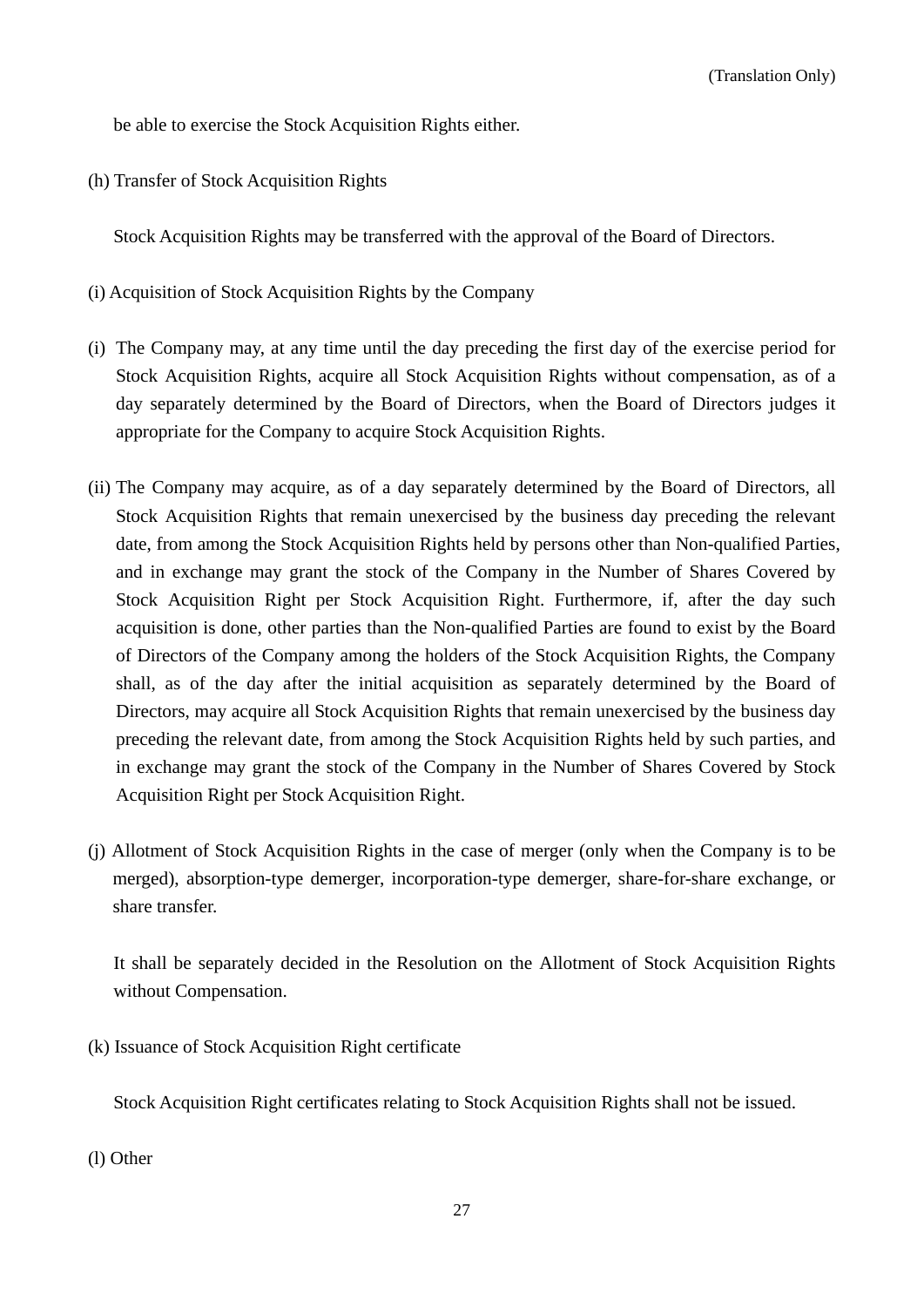be able to exercise the Stock Acquisition Rights either.

(h) Transfer of Stock Acquisition Rights

Stock Acquisition Rights may be transferred with the approval of the Board of Directors.

(i) Acquisition of Stock Acquisition Rights by the Company

(i) The Company may, at any time until the day preceding the first day of the exercise period for Stock Acquisition Rights, acquire all Stock Acquisition Rights without compensation, as of a day separately determined by the Board of Directors, when the Board of Directors judges it appropriate for the Company to acquire Stock Acquisition Rights.

(ii) The Company may acquire, as of a day separately determined by the Board of Directors, all Stock Acquisition Rights that remain unexercised by the business day preceding the relevant date, from among the Stock Acquisition Rights held by persons other than Non-qualified Parties, and in exchange may grant the stock of the Company in the Number of Shares Covered by Stock Acquisition Right per Stock Acquisition Right. Furthermore, if, after the day such acquisition is done, other parties than the Non-qualified Parties are found to exist by the Board of Directors of the Company among the holders of the Stock Acquisition Rights, the Company shall, as of the day after the initial acquisition as separately determined by the Board of Directors, may acquire all Stock Acquisition Rights that remain unexercised by the business day preceding the relevant date, from among the Stock Acquisition Rights held by such parties, and in exchange may grant the stock of the Company in the Number of Shares Covered by Stock Acquisition Right per Stock Acquisition Right.

(j) Allotment of Stock Acquisition Rights in the case of merger (only when the Company is to be merged), absorption-type demerger, incorporation-type demerger, share-for-share exchange, or share transfer.

It shall be separately decided in the Resolution on the Allotment of Stock Acquisition Rights without Compensation.

(k) Issuance of Stock Acquisition Right certificate

Stock Acquisition Right certificates relating to Stock Acquisition Rights shall not be issued.

(l) Other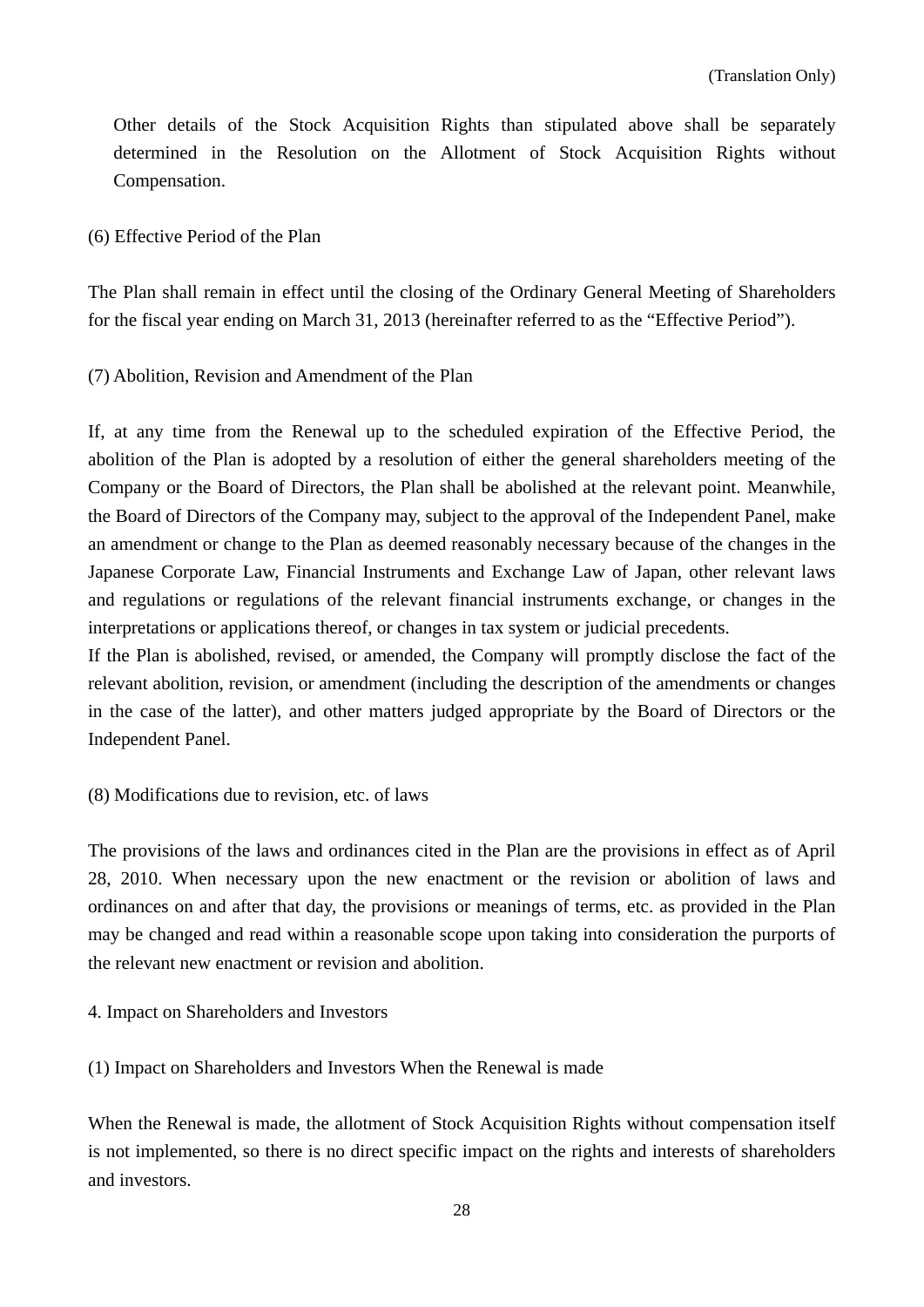(Translation Only)

Other details of the Stock Acquisition Rights than stipulated above shall be separately determined in the Resolution on the Allotment of Stock Acquisition Rights without Compensation.

(6) Effective Period of the Plan

The Plan shall remain in effect until the closing of the Ordinary General Meeting of Shareholders for the fiscal year ending on March 31, 2013 (hereinafter referred to as the “Effective Period”).

(7) Abolition, Revision and Amendment of the Plan

If, at any time from the Renewal up to the scheduled expiration of the Effective Period, the abolition of the Plan is adopted by a resolution of either the general shareholders meeting of the Company or the Board of Directors, the Plan shall be abolished at the relevant point. Meanwhile, the Board of Directors of the Company may, subject to the approval of the Independent Panel, make an amendment or change to the Plan as deemed reasonably necessary because of the changes in the Japanese Corporate Law, Financial Instruments and Exchange Law of Japan, other relevant laws and regulations or regulations of the relevant financial instruments exchange, or changes in the interpretations or applications thereof, or changes in tax system or judicial precedents.
If the Plan is abolished, revised, or amended, the Company will promptly disclose the fact of the relevant abolition, revision, or amendment (including the description of the amendments or changes in the case of the latter), and other matters judged appropriate by the Board of Directors or the Independent Panel.

(8) Modifications due to revision, etc. of laws

The provisions of the laws and ordinances cited in the Plan are the provisions in effect as of April 28, 2010. When necessary upon the new enactment or the revision or abolition of laws and ordinances on and after that day, the provisions or meanings of terms, etc. as provided in the Plan may be changed and read within a reasonable scope upon taking into consideration the purports of the relevant new enactment or revision and abolition.

4. Impact on Shareholders and Investors

(1) Impact on Shareholders and Investors When the Renewal is made

When the Renewal is made, the allotment of Stock Acquisition Rights without compensation itself is not implemented, so there is no direct specific impact on the rights and interests of shareholders and investors.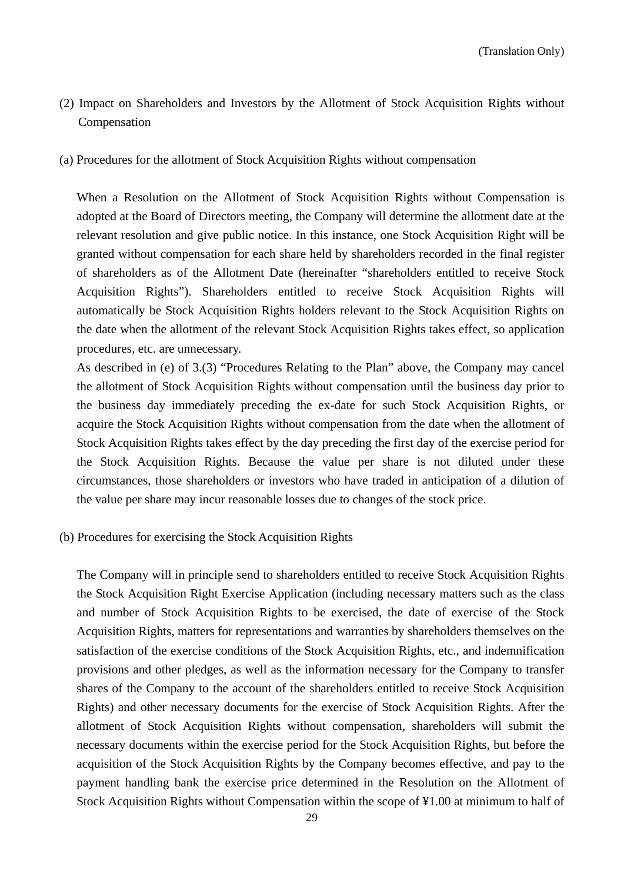(Translation Only)

(2) Impact on Shareholders and Investors by the Allotment of Stock Acquisition Rights without Compensation

(a) Procedures for the allotment of Stock Acquisition Rights without compensation

When a Resolution on the Allotment of Stock Acquisition Rights without Compensation is adopted at the Board of Directors meeting, the Company will determine the allotment date at the relevant resolution and give public notice. In this instance, one Stock Acquisition Right will be granted without compensation for each share held by shareholders recorded in the final register of shareholders as of the Allotment Date (hereinafter "shareholders entitled to receive Stock Acquisition Rights"). Shareholders entitled to receive Stock Acquisition Rights will automatically be Stock Acquisition Rights holders relevant to the Stock Acquisition Rights on the date when the allotment of the relevant Stock Acquisition Rights takes effect, so application procedures, etc. are unnecessary.

As described in (e) of 3.(3) "Procedures Relating to the Plan" above, the Company may cancel the allotment of Stock Acquisition Rights without compensation until the business day prior to the business day immediately preceding the ex-date for such Stock Acquisition Rights, or acquire the Stock Acquisition Rights without compensation from the date when the allotment of Stock Acquisition Rights takes effect by the day preceding the first day of the exercise period for the Stock Acquisition Rights. Because the value per share is not diluted under these circumstances, those shareholders or investors who have traded in anticipation of a dilution of the value per share may incur reasonable losses due to changes of the stock price.

(b) Procedures for exercising the Stock Acquisition Rights

The Company will in principle send to shareholders entitled to receive Stock Acquisition Rights the Stock Acquisition Right Exercise Application (including necessary matters such as the class and number of Stock Acquisition Rights to be exercised, the date of exercise of the Stock Acquisition Rights, matters for representations and warranties by shareholders themselves on the satisfaction of the exercise conditions of the Stock Acquisition Rights, etc., and indemnification provisions and other pledges, as well as the information necessary for the Company to transfer shares of the Company to the account of the shareholders entitled to receive Stock Acquisition Rights) and other necessary documents for the exercise of Stock Acquisition Rights. After the allotment of Stock Acquisition Rights without compensation, shareholders will submit the necessary documents within the exercise period for the Stock Acquisition Rights, but before the acquisition of the Stock Acquisition Rights by the Company becomes effective, and pay to the payment handling bank the exercise price determined in the Resolution on the Allotment of Stock Acquisition Rights without Compensation within the scope of ¥1.00 at minimum to half of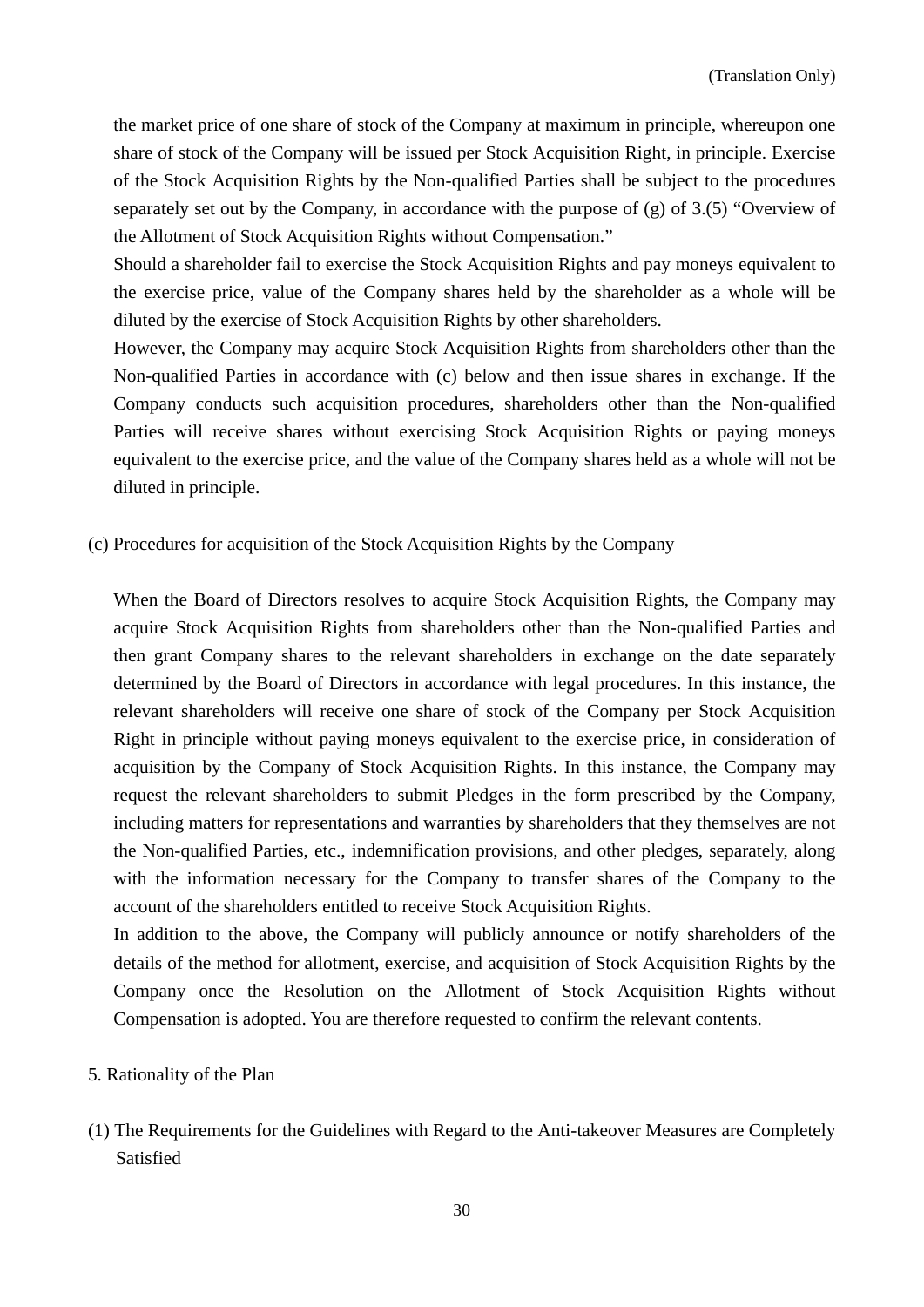the market price of one share of stock of the Company at maximum in principle, whereupon one share of stock of the Company will be issued per Stock Acquisition Right, in principle. Exercise of the Stock Acquisition Rights by the Non-qualified Parties shall be subject to the procedures separately set out by the Company, in accordance with the purpose of (g) of 3.(5) "Overview of the Allotment of Stock Acquisition Rights without Compensation."

Should a shareholder fail to exercise the Stock Acquisition Rights and pay moneys equivalent to the exercise price, value of the Company shares held by the shareholder as a whole will be diluted by the exercise of Stock Acquisition Rights by other shareholders.

However, the Company may acquire Stock Acquisition Rights from shareholders other than the Non-qualified Parties in accordance with (c) below and then issue shares in exchange. If the Company conducts such acquisition procedures, shareholders other than the Non-qualified Parties will receive shares without exercising Stock Acquisition Rights or paying moneys equivalent to the exercise price, and the value of the Company shares held as a whole will not be diluted in principle.

(c) Procedures for acquisition of the Stock Acquisition Rights by the Company

When the Board of Directors resolves to acquire Stock Acquisition Rights, the Company may acquire Stock Acquisition Rights from shareholders other than the Non-qualified Parties and then grant Company shares to the relevant shareholders in exchange on the date separately determined by the Board of Directors in accordance with legal procedures. In this instance, the relevant shareholders will receive one share of stock of the Company per Stock Acquisition Right in principle without paying moneys equivalent to the exercise price, in consideration of acquisition by the Company of Stock Acquisition Rights. In this instance, the Company may request the relevant shareholders to submit Pledges in the form prescribed by the Company, including matters for representations and warranties by shareholders that they themselves are not the Non-qualified Parties, etc., indemnification provisions, and other pledges, separately, along with the information necessary for the Company to transfer shares of the Company to the account of the shareholders entitled to receive Stock Acquisition Rights.

In addition to the above, the Company will publicly announce or notify shareholders of the details of the method for allotment, exercise, and acquisition of Stock Acquisition Rights by the Company once the Resolution on the Allotment of Stock Acquisition Rights without Compensation is adopted. You are therefore requested to confirm the relevant contents.

5. Rationality of the Plan

(1) The Requirements for the Guidelines with Regard to the Anti-takeover Measures are Completely Satisfied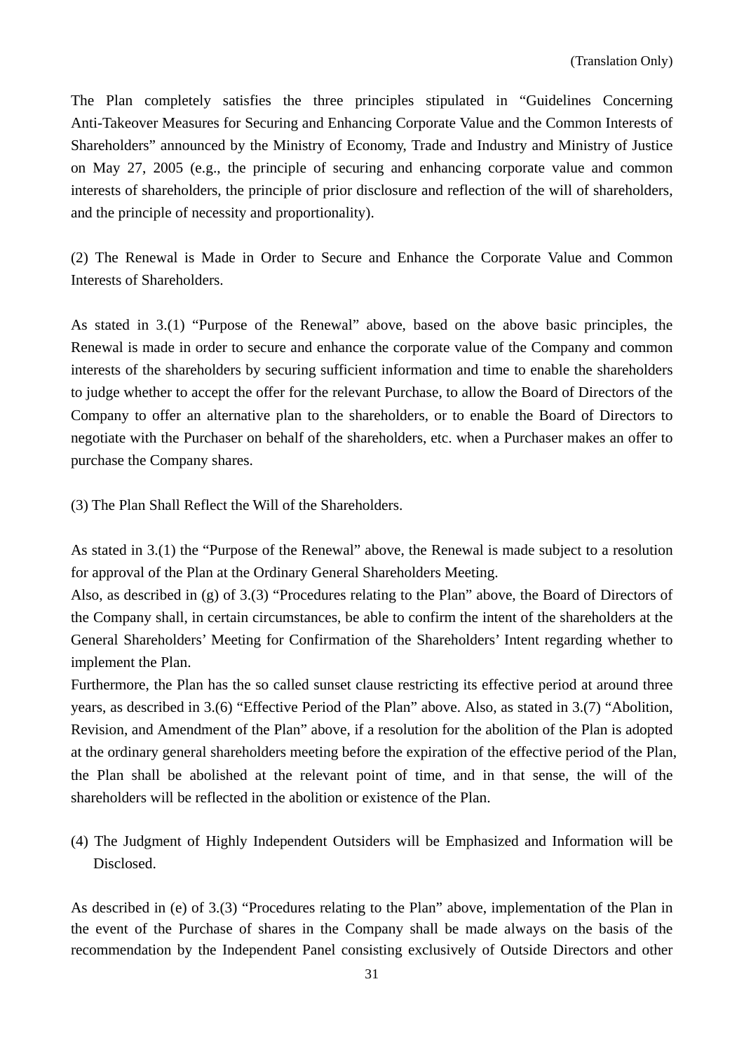The Plan completely satisfies the three principles stipulated in "Guidelines Concerning Anti-Takeover Measures for Securing and Enhancing Corporate Value and the Common Interests of Shareholders" announced by the Ministry of Economy, Trade and Industry and Ministry of Justice on May 27, 2005 (e.g., the principle of securing and enhancing corporate value and common interests of shareholders, the principle of prior disclosure and reflection of the will of shareholders, and the principle of necessity and proportionality).

(2) The Renewal is Made in Order to Secure and Enhance the Corporate Value and Common Interests of Shareholders.

As stated in 3.(1) "Purpose of the Renewal" above, based on the above basic principles, the Renewal is made in order to secure and enhance the corporate value of the Company and common interests of the shareholders by securing sufficient information and time to enable the shareholders to judge whether to accept the offer for the relevant Purchase, to allow the Board of Directors of the Company to offer an alternative plan to the shareholders, or to enable the Board of Directors to negotiate with the Purchaser on behalf of the shareholders, etc. when a Purchaser makes an offer to purchase the Company shares.

(3) The Plan Shall Reflect the Will of the Shareholders.

As stated in 3.(1) the "Purpose of the Renewal" above, the Renewal is made subject to a resolution for approval of the Plan at the Ordinary General Shareholders Meeting.
Also, as described in (g) of 3.(3) "Procedures relating to the Plan" above, the Board of Directors of the Company shall, in certain circumstances, be able to confirm the intent of the shareholders at the General Shareholders' Meeting for Confirmation of the Shareholders' Intent regarding whether to implement the Plan.
Furthermore, the Plan has the so called sunset clause restricting its effective period at around three years, as described in 3.(6) "Effective Period of the Plan" above. Also, as stated in 3.(7) "Abolition, Revision, and Amendment of the Plan" above, if a resolution for the abolition of the Plan is adopted at the ordinary general shareholders meeting before the expiration of the effective period of the Plan, the Plan shall be abolished at the relevant point of time, and in that sense, the will of the shareholders will be reflected in the abolition or existence of the Plan.

(4) The Judgment of Highly Independent Outsiders will be Emphasized and Information will be Disclosed.

As described in (e) of 3.(3) "Procedures relating to the Plan" above, implementation of the Plan in the event of the Purchase of shares in the Company shall be made always on the basis of the recommendation by the Independent Panel consisting exclusively of Outside Directors and other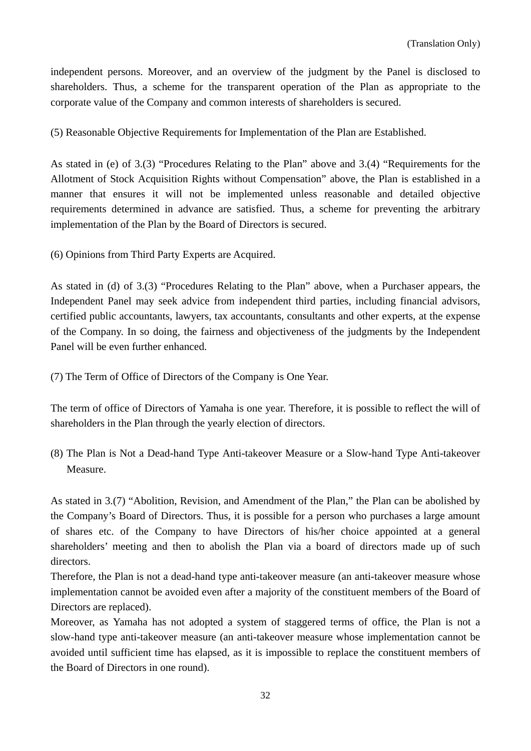independent persons. Moreover, and an overview of the judgment by the Panel is disclosed to shareholders. Thus, a scheme for the transparent operation of the Plan as appropriate to the corporate value of the Company and common interests of shareholders is secured.

(5) Reasonable Objective Requirements for Implementation of the Plan are Established.

As stated in (e) of 3.(3) “Procedures Relating to the Plan” above and 3.(4) “Requirements for the Allotment of Stock Acquisition Rights without Compensation” above, the Plan is established in a manner that ensures it will not be implemented unless reasonable and detailed objective requirements determined in advance are satisfied. Thus, a scheme for preventing the arbitrary implementation of the Plan by the Board of Directors is secured.

(6) Opinions from Third Party Experts are Acquired.

As stated in (d) of 3.(3) “Procedures Relating to the Plan” above, when a Purchaser appears, the Independent Panel may seek advice from independent third parties, including financial advisors, certified public accountants, lawyers, tax accountants, consultants and other experts, at the expense of the Company. In so doing, the fairness and objectiveness of the judgments by the Independent Panel will be even further enhanced.

(7) The Term of Office of Directors of the Company is One Year.

The term of office of Directors of Yamaha is one year. Therefore, it is possible to reflect the will of shareholders in the Plan through the yearly election of directors.

(8) The Plan is Not a Dead-hand Type Anti-takeover Measure or a Slow-hand Type Anti-takeover Measure.

As stated in 3.(7) “Abolition, Revision, and Amendment of the Plan,” the Plan can be abolished by the Company’s Board of Directors. Thus, it is possible for a person who purchases a large amount of shares etc. of the Company to have Directors of his/her choice appointed at a general shareholders’ meeting and then to abolish the Plan via a board of directors made up of such directors.
Therefore, the Plan is not a dead-hand type anti-takeover measure (an anti-takeover measure whose implementation cannot be avoided even after a majority of the constituent members of the Board of Directors are replaced).
Moreover, as Yamaha has not adopted a system of staggered terms of office, the Plan is not a slow-hand type anti-takeover measure (an anti-takeover measure whose implementation cannot be avoided until sufficient time has elapsed, as it is impossible to replace the constituent members of the Board of Directors in one round).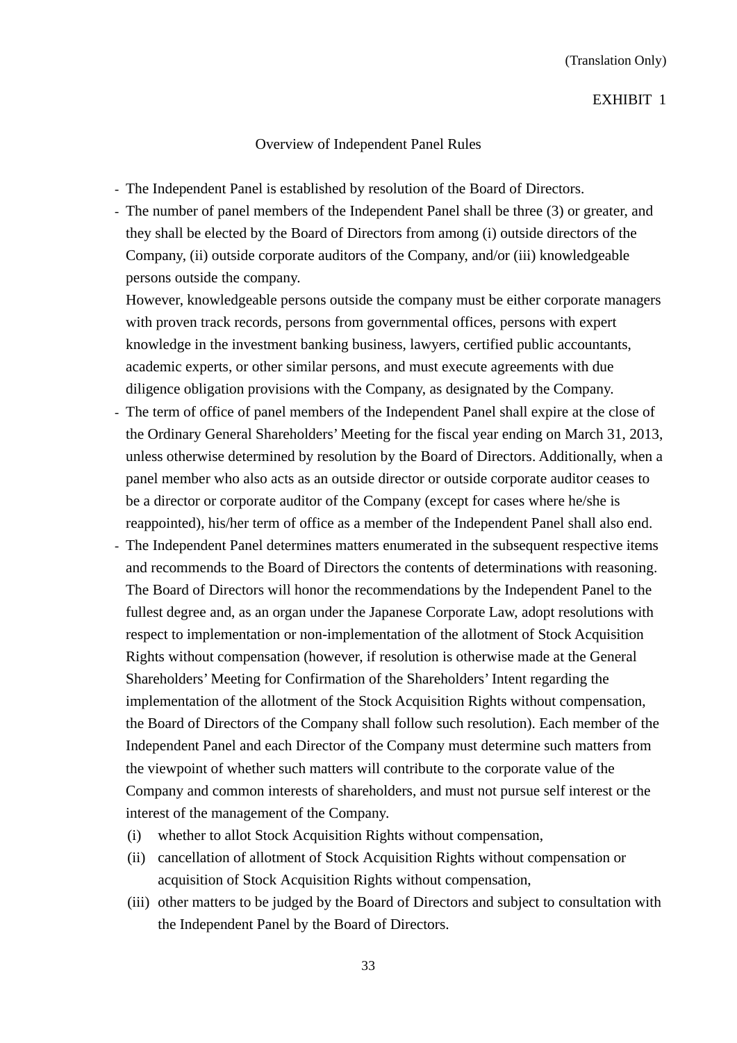(Translation Only)

EXHIBIT 1

## Overview of Independent Panel Rules

- The Independent Panel is established by resolution of the Board of Directors.
- The number of panel members of the Independent Panel shall be three (3) or greater, and they shall be elected by the Board of Directors from among (i) outside directors of the Company, (ii) outside corporate auditors of the Company, and/or (iii) knowledgeable persons outside the company.
  However, knowledgeable persons outside the company must be either corporate managers with proven track records, persons from governmental offices, persons with expert knowledge in the investment banking business, lawyers, certified public accountants, academic experts, or other similar persons, and must execute agreements with due diligence obligation provisions with the Company, as designated by the Company.
- The term of office of panel members of the Independent Panel shall expire at the close of the Ordinary General Shareholders' Meeting for the fiscal year ending on March 31, 2013, unless otherwise determined by resolution by the Board of Directors. Additionally, when a panel member who also acts as an outside director or outside corporate auditor ceases to be a director or corporate auditor of the Company (except for cases where he/she is reappointed), his/her term of office as a member of the Independent Panel shall also end.
- The Independent Panel determines matters enumerated in the subsequent respective items and recommends to the Board of Directors the contents of determinations with reasoning. The Board of Directors will honor the recommendations by the Independent Panel to the fullest degree and, as an organ under the Japanese Corporate Law, adopt resolutions with respect to implementation or non-implementation of the allotment of Stock Acquisition Rights without compensation (however, if resolution is otherwise made at the General Shareholders' Meeting for Confirmation of the Shareholders' Intent regarding the implementation of the allotment of the Stock Acquisition Rights without compensation, the Board of Directors of the Company shall follow such resolution). Each member of the Independent Panel and each Director of the Company must determine such matters from the viewpoint of whether such matters will contribute to the corporate value of the Company and common interests of shareholders, and must not pursue self interest or the interest of the management of the Company.
  - (i) whether to allot Stock Acquisition Rights without compensation,
  - (ii) cancellation of allotment of Stock Acquisition Rights without compensation or acquisition of Stock Acquisition Rights without compensation,
  - (iii) other matters to be judged by the Board of Directors and subject to consultation with the Independent Panel by the Board of Directors.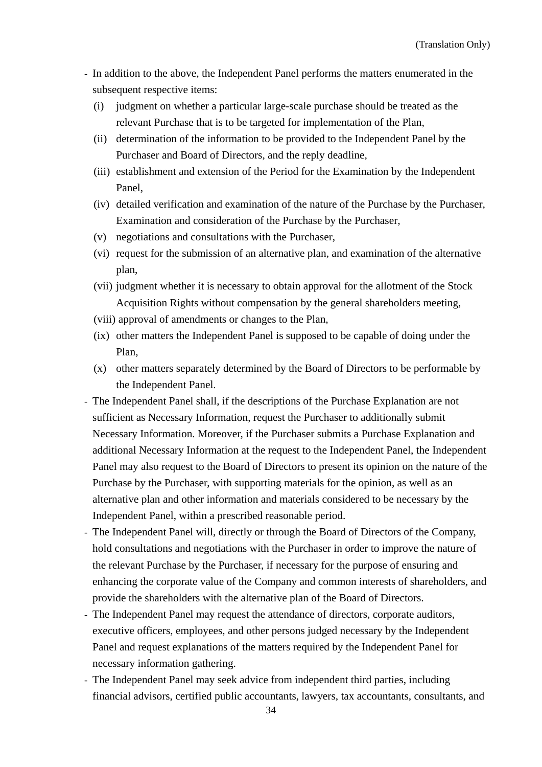(Translation Only)

- In addition to the above, the Independent Panel performs the matters enumerated in the subsequent respective items:
  - (i) judgment on whether a particular large-scale purchase should be treated as the relevant Purchase that is to be targeted for implementation of the Plan,
  - (ii) determination of the information to be provided to the Independent Panel by the Purchaser and Board of Directors, and the reply deadline,
  - (iii) establishment and extension of the Period for the Examination by the Independent Panel,
  - (iv) detailed verification and examination of the nature of the Purchase by the Purchaser, Examination and consideration of the Purchase by the Purchaser,
  - (v) negotiations and consultations with the Purchaser,
  - (vi) request for the submission of an alternative plan, and examination of the alternative plan,
  - (vii) judgment whether it is necessary to obtain approval for the allotment of the Stock Acquisition Rights without compensation by the general shareholders meeting,
  - (viii) approval of amendments or changes to the Plan,
  - (ix) other matters the Independent Panel is supposed to be capable of doing under the Plan,
  - (x) other matters separately determined by the Board of Directors to be performable by the Independent Panel.
- The Independent Panel shall, if the descriptions of the Purchase Explanation are not sufficient as Necessary Information, request the Purchaser to additionally submit Necessary Information. Moreover, if the Purchaser submits a Purchase Explanation and additional Necessary Information at the request to the Independent Panel, the Independent Panel may also request to the Board of Directors to present its opinion on the nature of the Purchase by the Purchaser, with supporting materials for the opinion, as well as an alternative plan and other information and materials considered to be necessary by the Independent Panel, within a prescribed reasonable period.
- The Independent Panel will, directly or through the Board of Directors of the Company, hold consultations and negotiations with the Purchaser in order to improve the nature of the relevant Purchase by the Purchaser, if necessary for the purpose of ensuring and enhancing the corporate value of the Company and common interests of shareholders, and provide the shareholders with the alternative plan of the Board of Directors.
- The Independent Panel may request the attendance of directors, corporate auditors, executive officers, employees, and other persons judged necessary by the Independent Panel and request explanations of the matters required by the Independent Panel for necessary information gathering.
- The Independent Panel may seek advice from independent third parties, including financial advisors, certified public accountants, lawyers, tax accountants, consultants, and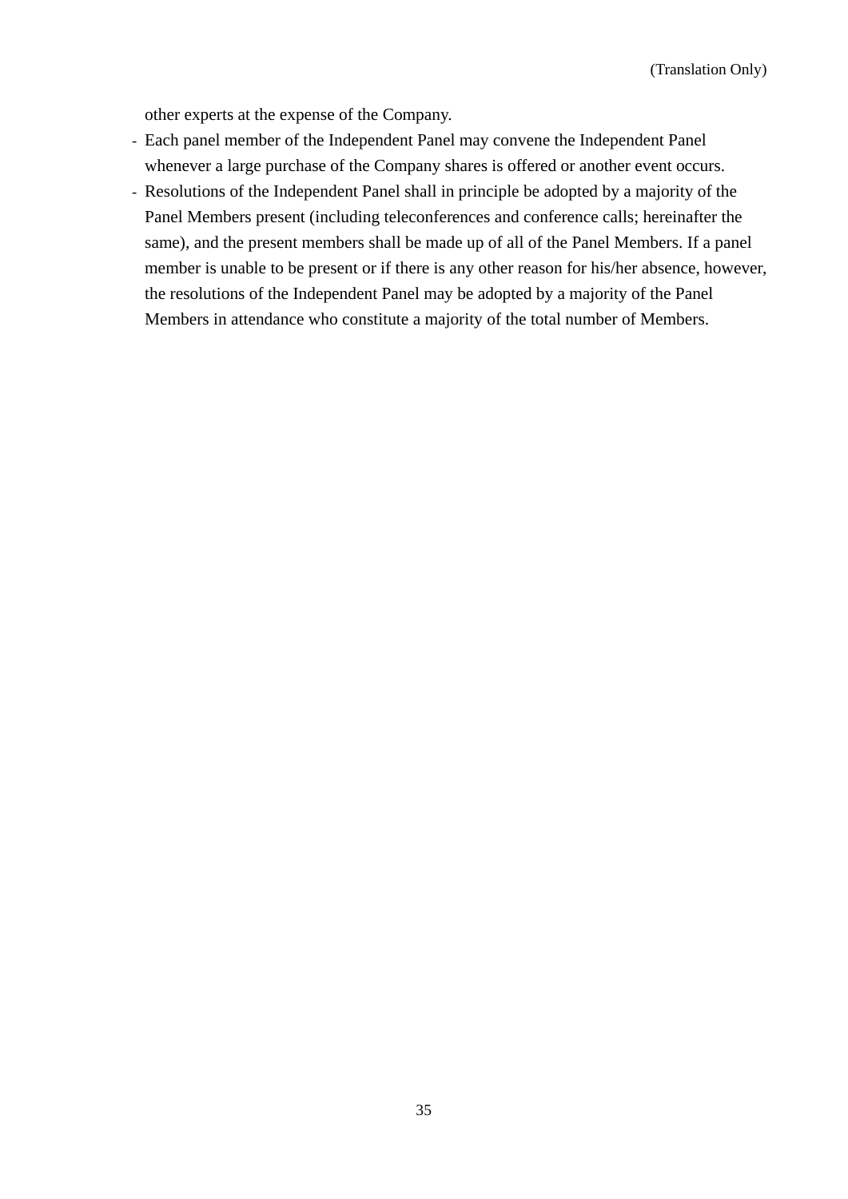other experts at the expense of the Company.

- Each panel member of the Independent Panel may convene the Independent Panel whenever a large purchase of the Company shares is offered or another event occurs.
- Resolutions of the Independent Panel shall in principle be adopted by a majority of the Panel Members present (including teleconferences and conference calls; hereinafter the same), and the present members shall be made up of all of the Panel Members. If a panel member is unable to be present or if there is any other reason for his/her absence, however, the resolutions of the Independent Panel may be adopted by a majority of the Panel Members in attendance who constitute a majority of the total number of Members.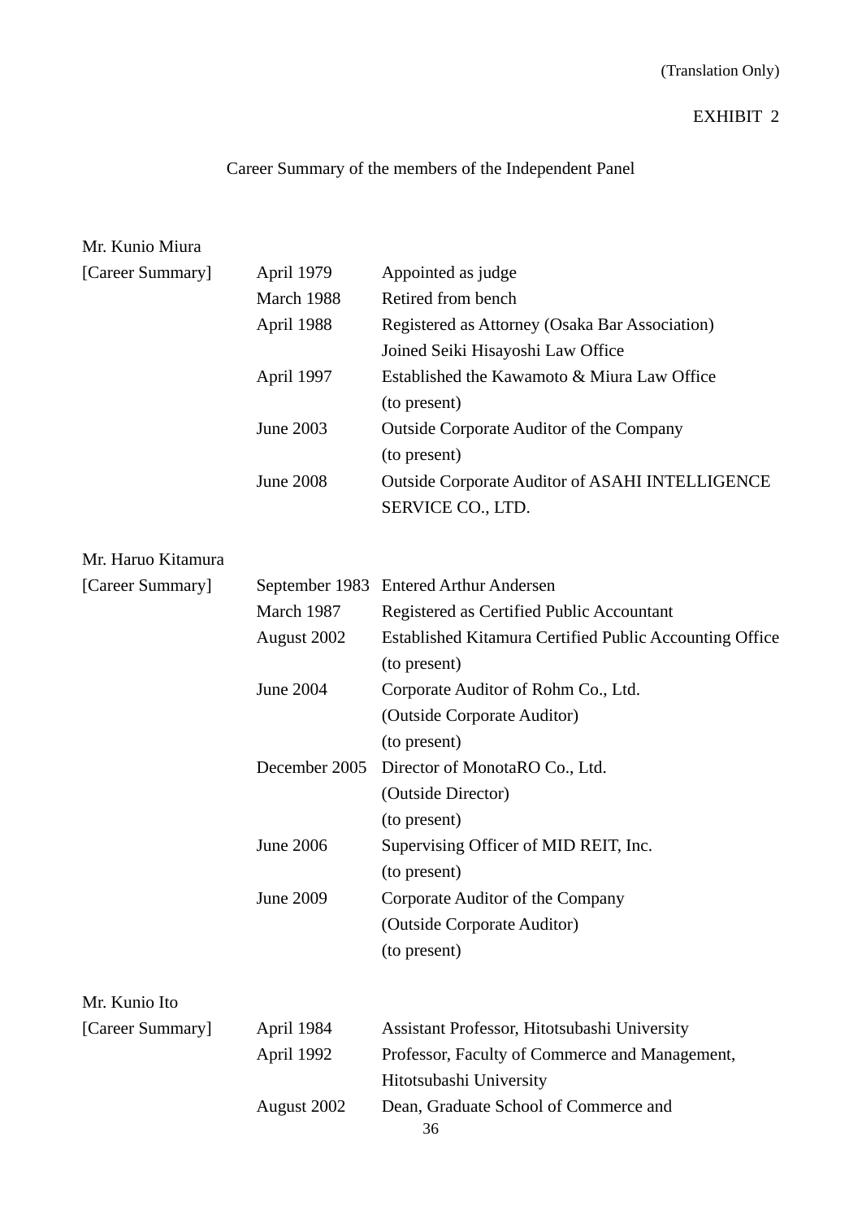(Translation Only)

EXHIBIT 2

Career Summary of the members of the Independent Panel

Mr. Kunio Miura

| | | |
|---|---|---|
| [Career Summary] | April 1979 | Appointed as judge |
| | March 1988 | Retired from bench |
| | April 1988 | Registered as Attorney (Osaka Bar Association)<br>Joined Seiki Hisayoshi Law Office |
| | April 1997 | Established the Kawamoto & Miura Law Office<br>(to present) |
| | June 2003 | Outside Corporate Auditor of the Company<br>(to present) |
| | June 2008 | Outside Corporate Auditor of ASAHI INTELLIGENCE SERVICE CO., LTD. |

Mr. Haruo Kitamura

| | | |
|---|---|---|
| [Career Summary] | September 1983 | Entered Arthur Andersen |
| | March 1987 | Registered as Certified Public Accountant |
| | August 2002 | Established Kitamura Certified Public Accounting Office<br>(to present) |
| | June 2004 | Corporate Auditor of Rohm Co., Ltd.<br>(Outside Corporate Auditor)<br>(to present) |
| | December 2005 | Director of MonotaRO Co., Ltd.<br>(Outside Director)<br>(to present) |
| | June 2006 | Supervising Officer of MID REIT, Inc.<br>(to present) |
| | June 2009 | Corporate Auditor of the Company<br>(Outside Corporate Auditor)<br>(to present) |

Mr. Kunio Ito

| | | |
|---|---|---|
| [Career Summary] | April 1984 | Assistant Professor, Hitotsubashi University |
| | April 1992 | Professor, Faculty of Commerce and Management, Hitotsubashi University |
| | August 2002 | Dean, Graduate School of Commerce and |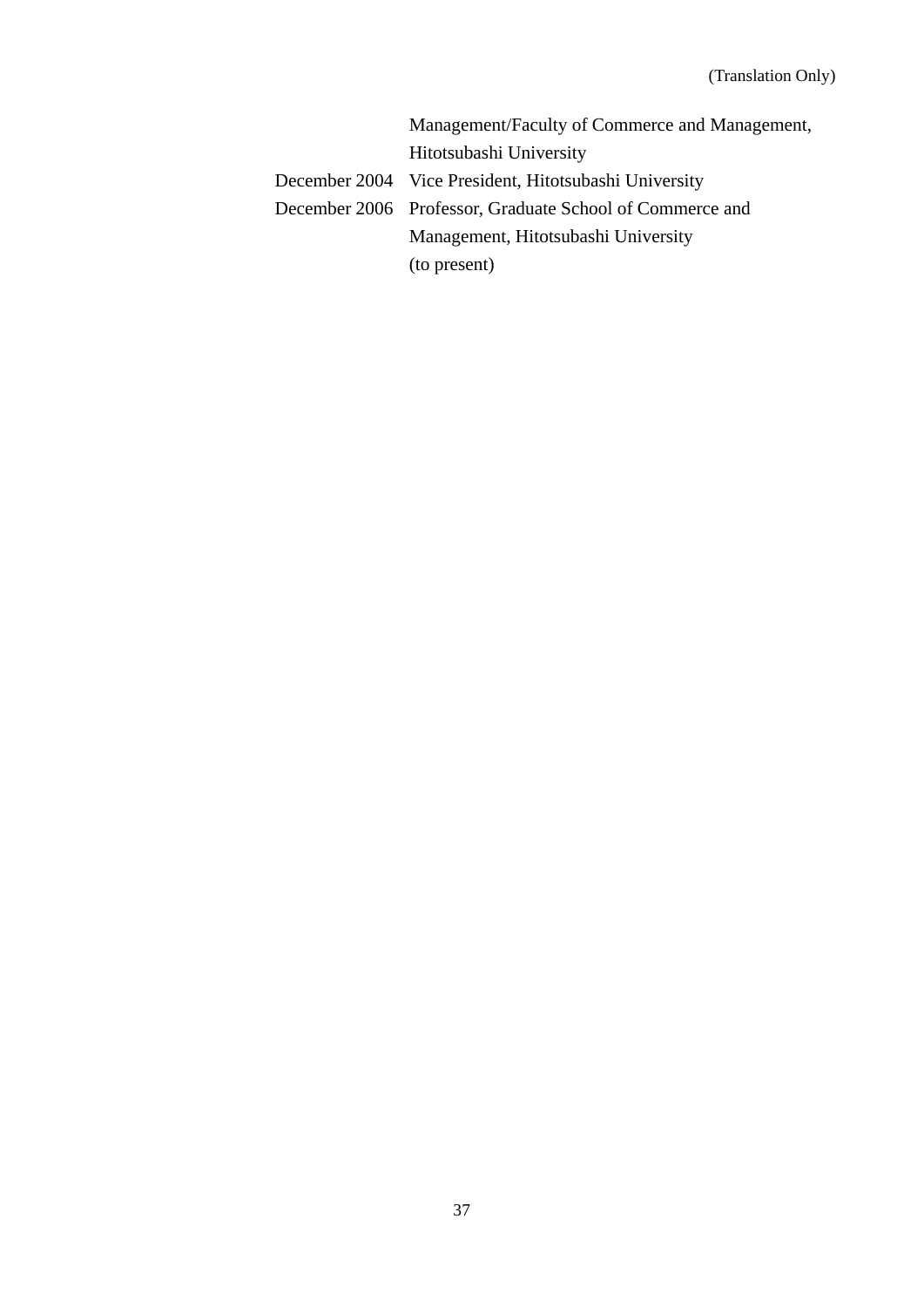(Translation Only)

| | |
|---|---|
| | Management/Faculty of Commerce and Management, Hitotsubashi University |
| December 2004 | Vice President, Hitotsubashi University |
| December 2006 | Professor, Graduate School of Commerce and Management, Hitotsubashi University (to present) |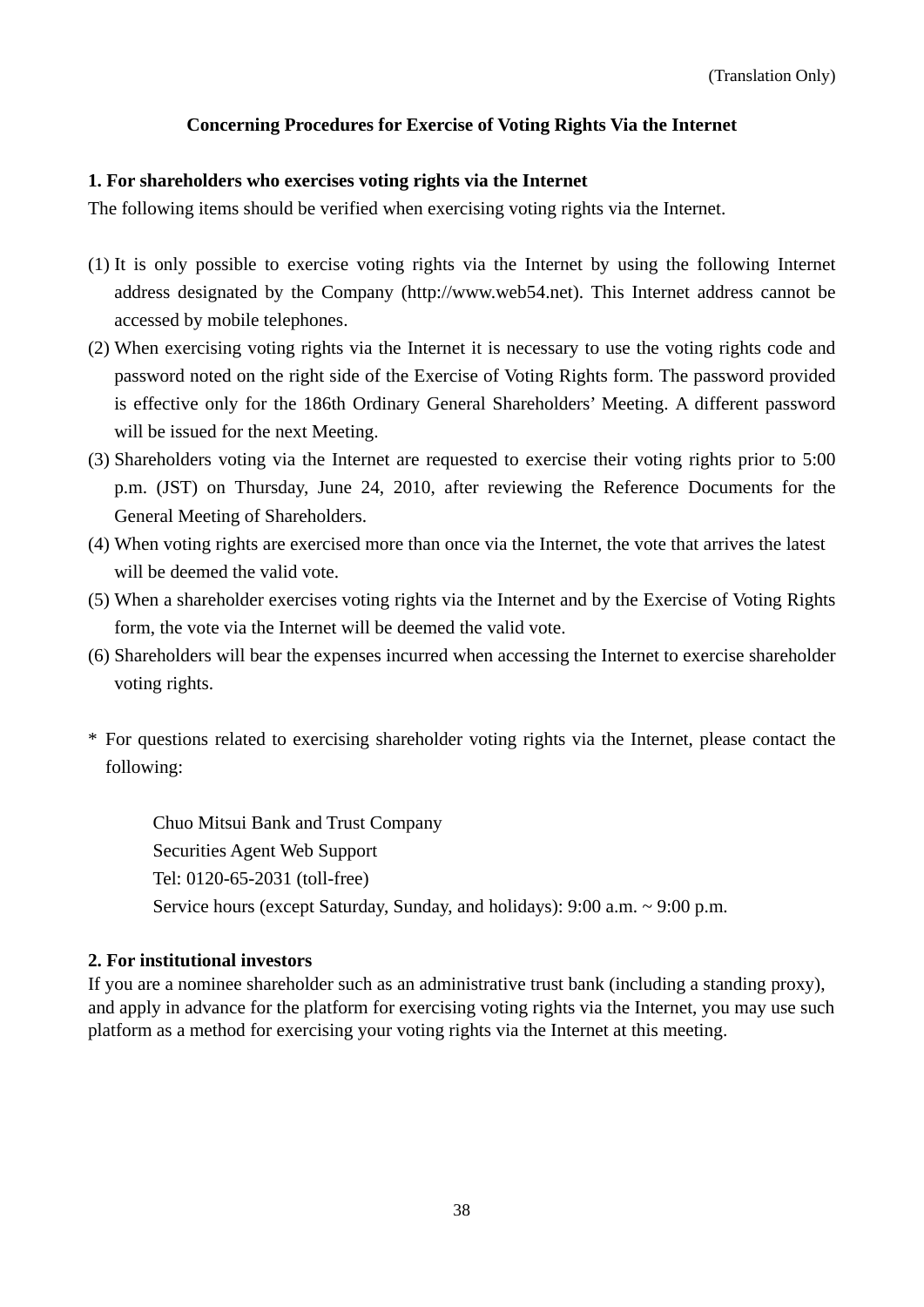(Translation Only)

# Concerning Procedures for Exercise of Voting Rights Via the Internet

## 1. For shareholders who exercises voting rights via the Internet

The following items should be verified when exercising voting rights via the Internet.

(1) It is only possible to exercise voting rights via the Internet by using the following Internet address designated by the Company (http://www.web54.net). This Internet address cannot be accessed by mobile telephones.

(2) When exercising voting rights via the Internet it is necessary to use the voting rights code and password noted on the right side of the Exercise of Voting Rights form. The password provided is effective only for the 186th Ordinary General Shareholders’ Meeting. A different password will be issued for the next Meeting.

(3) Shareholders voting via the Internet are requested to exercise their voting rights prior to 5:00 p.m. (JST) on Thursday, June 24, 2010, after reviewing the Reference Documents for the General Meeting of Shareholders.

(4) When voting rights are exercised more than once via the Internet, the vote that arrives the latest will be deemed the valid vote.

(5) When a shareholder exercises voting rights via the Internet and by the Exercise of Voting Rights form, the vote via the Internet will be deemed the valid vote.

(6) Shareholders will bear the expenses incurred when accessing the Internet to exercise shareholder voting rights.

\* For questions related to exercising shareholder voting rights via the Internet, please contact the following:

Chuo Mitsui Bank and Trust Company
Securities Agent Web Support
Tel: 0120-65-2031 (toll-free)
Service hours (except Saturday, Sunday, and holidays): 9:00 a.m. ~ 9:00 p.m.

## 2. For institutional investors

If you are a nominee shareholder such as an administrative trust bank (including a standing proxy), and apply in advance for the platform for exercising voting rights via the Internet, you may use such platform as a method for exercising your voting rights via the Internet at this meeting.